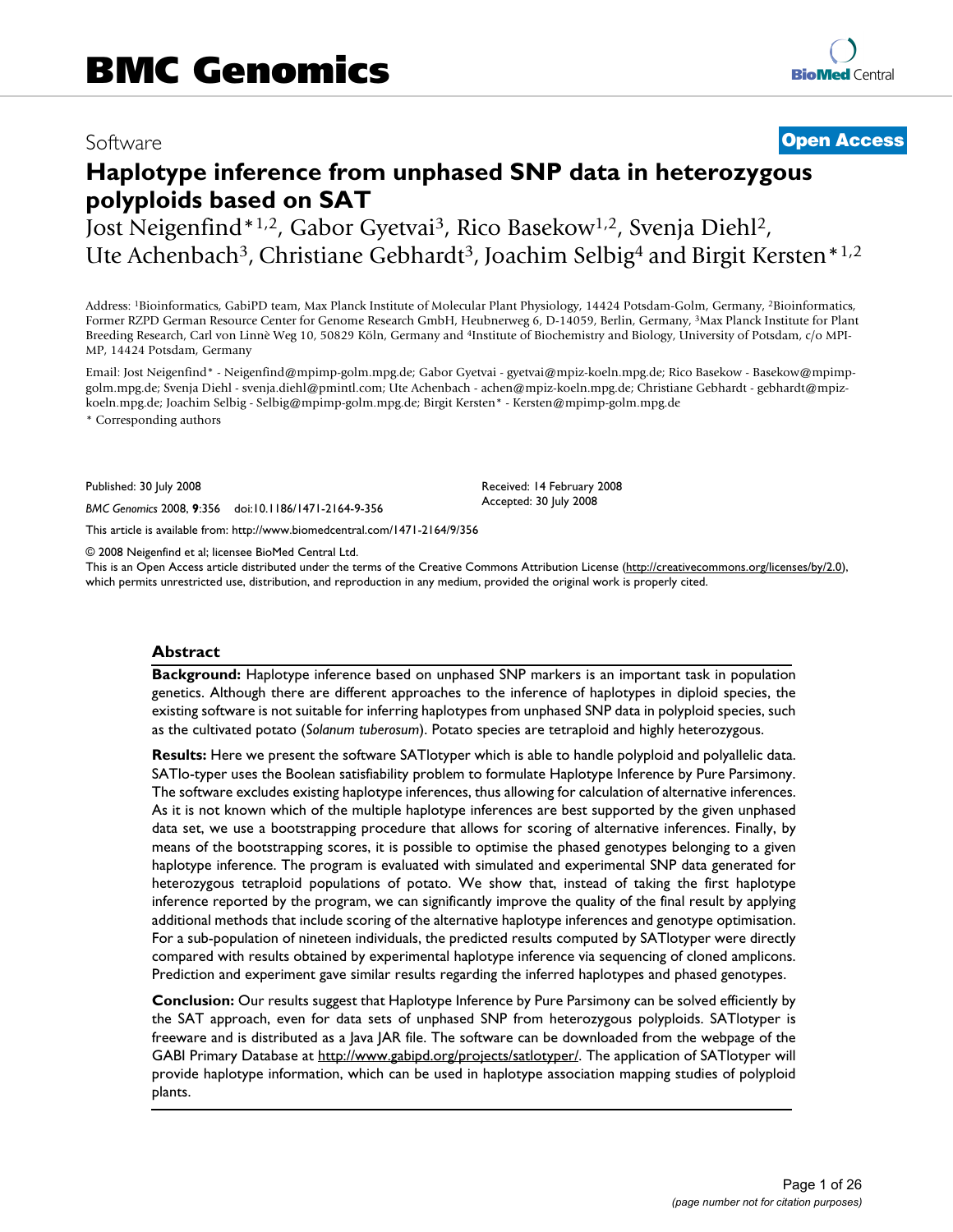Software **Open Access**

# Haplotype inference from unphased SNP data in heterozygous polyploids based on SAT

Jost Neigenfind*[1,2], Gabor Gyetvai[3], Rico Basekow[1,2], Svenja Diehl[2], Ute Achenbach[3], Christiane Gebhardt[3], Joachim Selbig[4] and Birgit Kersten*[1,2]

Address: [1]Bioinformatics, GabiPD team, Max Planck Institute of Molecular Plant Physiology, 14424 Potsdam-Golm, Germany, [2]Bioinformatics, Former RZPD German Resource Center for Genome Research GmbH, Heubnerweg 6, D-14059, Berlin, Germany, [3]Max Planck Institute for Plant Breeding Research, Carl von Linnè Weg 10, 50829 Köln, Germany and [4]Institute of Biochemistry and Biology, University of Potsdam, c/o MPI-MP, 14424 Potsdam, Germany

Email: Jost Neigenfind* - Neigenfind@mpimp-golm.mpg.de; Gabor Gyetvai - gyetvai@mpiz-koeln.mpg.de; Rico Basekow - Basekow@mpimp-golm.mpg.de; Svenja Diehl - svenja.diehl@pmintl.com; Ute Achenbach - achen@mpiz-koeln.mpg.de; Christiane Gebhardt - gebhardt@mpiz-koeln.mpg.de; Joachim Selbig - Selbig@mpimp-golm.mpg.de; Birgit Kersten* - Kersten@mpimp-golm.mpg.de

* Corresponding authors

Published: 30 July 2008

*BMC Genomics* 2008, **9**:356 doi:10.1186/1471-2164-9-356

Received: 14 February 2008
Accepted: 30 July 2008

This article is available from: http://www.biomedcentral.com/1471-2164/9/356

© 2008 Neigenfind et al; licensee BioMed Central Ltd.
This is an Open Access article distributed under the terms of the Creative Commons Attribution License (http://creativecommons.org/licenses/by/2.0), which permits unrestricted use, distribution, and reproduction in any medium, provided the original work is properly cited.

## Abstract

**Background:** Haplotype inference based on unphased SNP markers is an important task in population genetics. Although there are different approaches to the inference of haplotypes in diploid species, the existing software is not suitable for inferring haplotypes from unphased SNP data in polyploid species, such as the cultivated potato (*Solanum tuberosum*). Potato species are tetraploid and highly heterozygous.

**Results:** Here we present the software SATlotyper which is able to handle polyploid and polyallelic data. SATlo-typer uses the Boolean satisfiability problem to formulate Haplotype Inference by Pure Parsimony. The software excludes existing haplotype inferences, thus allowing for calculation of alternative inferences. As it is not known which of the multiple haplotype inferences are best supported by the given unphased data set, we use a bootstrapping procedure that allows for scoring of alternative inferences. Finally, by means of the bootstrapping scores, it is possible to optimise the phased genotypes belonging to a given haplotype inference. The program is evaluated with simulated and experimental SNP data generated for heterozygous tetraploid populations of potato. We show that, instead of taking the first haplotype inference reported by the program, we can significantly improve the quality of the final result by applying additional methods that include scoring of the alternative haplotype inferences and genotype optimisation. For a sub-population of nineteen individuals, the predicted results computed by SATlotyper were directly compared with results obtained by experimental haplotype inference via sequencing of cloned amplicons. Prediction and experiment gave similar results regarding the inferred haplotypes and phased genotypes.

**Conclusion:** Our results suggest that Haplotype Inference by Pure Parsimony can be solved efficiently by the SAT approach, even for data sets of unphased SNP from heterozygous polyploids. SATlotyper is freeware and is distributed as a Java JAR file. The software can be downloaded from the webpage of the GABI Primary Database at http://www.gabipd.org/projects/satlotyper/. The application of SATlotyper will provide haplotype information, which can be used in haplotype association mapping studies of polyploid plants.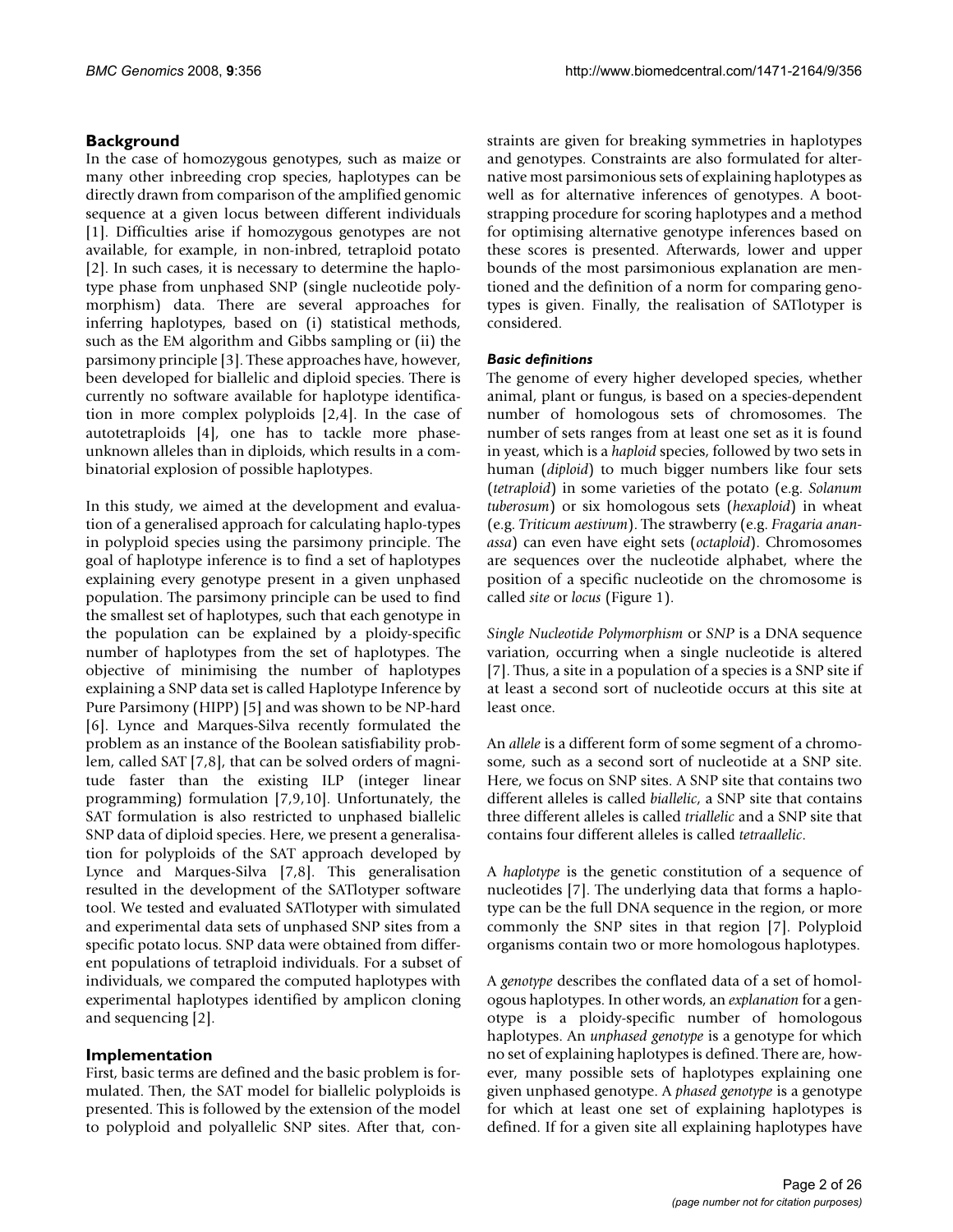## Background

In the case of homozygous genotypes, such as maize or many other inbreeding crop species, haplotypes can be directly drawn from comparison of the amplified genomic sequence at a given locus between different individuals [1]. Difficulties arise if homozygous genotypes are not available, for example, in non-inbred, tetraploid potato [2]. In such cases, it is necessary to determine the haplotype phase from unphased SNP (single nucleotide polymorphism) data. There are several approaches for inferring haplotypes, based on (i) statistical methods, such as the EM algorithm and Gibbs sampling or (ii) the parsimony principle [3]. These approaches have, however, been developed for biallelic and diploid species. There is currently no software available for haplotype identification in more complex polyploids [2,4]. In the case of autotetraploids [4], one has to tackle more phase-unknown alleles than in diploids, which results in a combinatorial explosion of possible haplotypes.

In this study, we aimed at the development and evaluation of a generalised approach for calculating haplo-types in polyploid species using the parsimony principle. The goal of haplotype inference is to find a set of haplotypes explaining every genotype present in a given unphased population. The parsimony principle can be used to find the smallest set of haplotypes, such that each genotype in the population can be explained by a ploidy-specific number of haplotypes from the set of haplotypes. The objective of minimising the number of haplotypes explaining a SNP data set is called Haplotype Inference by Pure Parsimony (HIPP) [5] and was shown to be NP-hard [6]. Lynce and Marques-Silva recently formulated the problem as an instance of the Boolean satisfiability problem, called SAT [7,8], that can be solved orders of magnitude faster than the existing ILP (integer linear programming) formulation [7,9,10]. Unfortunately, the SAT formulation is also restricted to unphased biallelic SNP data of diploid species. Here, we present a generalisation for polyploids of the SAT approach developed by Lynce and Marques-Silva [7,8]. This generalisation resulted in the development of the SATlotyper software tool. We tested and evaluated SATlotyper with simulated and experimental data sets of unphased SNP sites from a specific potato locus. SNP data were obtained from different populations of tetraploid individuals. For a subset of individuals, we compared the computed haplotypes with experimental haplotypes identified by amplicon cloning and sequencing [2].

## Implementation

First, basic terms are defined and the basic problem is formulated. Then, the SAT model for biallelic polyploids is presented. This is followed by the extension of the model to polyploid and polyallelic SNP sites. After that, constraints are given for breaking symmetries in haplotypes and genotypes. Constraints are also formulated for alternative most parsimonious sets of explaining haplotypes as well as for alternative inferences of genotypes. A bootstrapping procedure for scoring haplotypes and a method for optimising alternative genotype inferences based on these scores is presented. Afterwards, lower and upper bounds of the most parsimonious explanation are mentioned and the definition of a norm for comparing genotypes is given. Finally, the realisation of SATlotyper is considered.

### *Basic definitions*

The genome of every higher developed species, whether animal, plant or fungus, is based on a species-dependent number of homologous sets of chromosomes. The number of sets ranges from at least one set as it is found in yeast, which is a *haploid* species, followed by two sets in human (*diploid*) to much bigger numbers like four sets (*tetraploid*) in some varieties of the potato (e.g. *Solanum tuberosum*) or six homologous sets (*hexaploid*) in wheat (e.g. *Triticum aestivum*). The strawberry (e.g. *Fragaria ananassa*) can even have eight sets (*octaploid*). Chromosomes are sequences over the nucleotide alphabet, where the position of a specific nucleotide on the chromosome is called *site* or *locus* (Figure 1).

*Single Nucleotide Polymorphism* or *SNP* is a DNA sequence variation, occurring when a single nucleotide is altered [7]. Thus, a site in a population of a species is a SNP site if at least a second sort of nucleotide occurs at this site at least once.

An *allele* is a different form of some segment of a chromosome, such as a second sort of nucleotide at a SNP site. Here, we focus on SNP sites. A SNP site that contains two different alleles is called *biallelic*, a SNP site that contains three different alleles is called *triallelic* and a SNP site that contains four different alleles is called *tetraallelic*.

A *haplotype* is the genetic constitution of a sequence of nucleotides [7]. The underlying data that forms a haplotype can be the full DNA sequence in the region, or more commonly the SNP sites in that region [7]. Polyploid organisms contain two or more homologous haplotypes.

A *genotype* describes the conflated data of a set of homologous haplotypes. In other words, an *explanation* for a genotype is a ploidy-specific number of homologous haplotypes. An *unphased genotype* is a genotype for which no set of explaining haplotypes is defined. There are, however, many possible sets of haplotypes explaining one given unphased genotype. A *phased genotype* is a genotype for which at least one set of explaining haplotypes is defined. If for a given site all explaining haplotypes have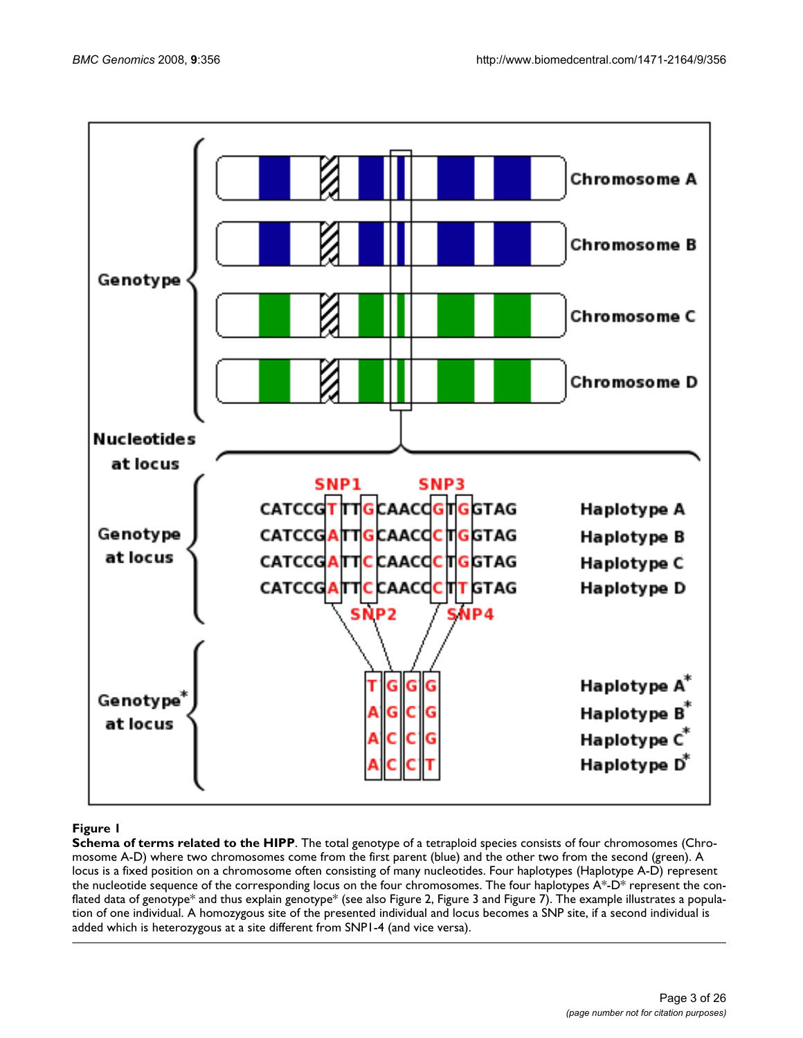**Figure 1**

**Schema of terms related to the HIPP**. The total genotype of a tetraploid species consists of four chromosomes (Chromosome A-D) where two chromosomes come from the first parent (blue) and the other two from the second (green). A locus is a fixed position on a chromosome often consisting of many nucleotides. Four haplotypes (Haplotype A-D) represent the nucleotide sequence of the corresponding locus on the four chromosomes. The four haplotypes A*-D* represent the conflated data of genotype* and thus explain genotype* (see also Figure 2, Figure 3 and Figure 7). The example illustrates a population of one individual. A homozygous site of the presented individual and locus becomes a SNP site, if a second individual is added which is heterozygous at a site different from SNP1-4 (and vice versa).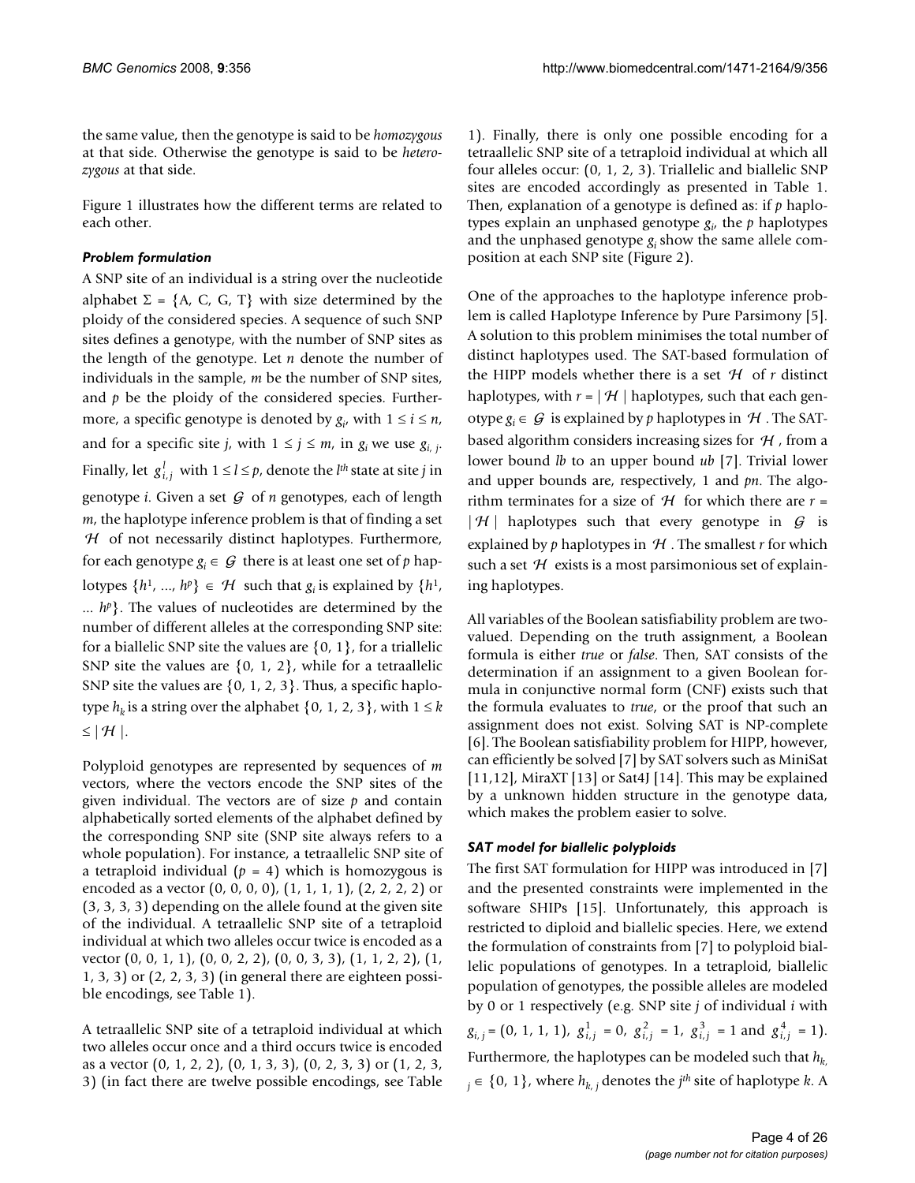the same value, then the genotype is said to be *homozygous* at that side. Otherwise the genotype is said to be *heterozygous* at that side.

Figure 1 illustrates how the different terms are related to each other.

### *Problem formulation*

A SNP site of an individual is a string over the nucleotide alphabet $\Sigma = \{A, C, G, T\}$ with size determined by the ploidy of the considered species. A sequence of such SNP sites defines a genotype, with the number of SNP sites as the length of the genotype. Let $n$ denote the number of individuals in the sample, $m$ be the number of SNP sites, and $p$ be the ploidy of the considered species. Furthermore, a specific genotype is denoted by $g_i$, with $1 \leq i \leq n$, and for a specific site $j$, with $1 \leq j \leq m$, in $g_i$ we use $g_{i,j}$. Finally, let $g_{i,j}^{l}$ with $1 \leq l \leq p$, denote the $l^{th}$ state at site $j$ in genotype $i$. Given a set $\mathcal{G}$ of $n$ genotypes, each of length $m$, the haplotype inference problem is that of finding a set $\mathcal{H}$ of not necessarily distinct haplotypes. Furthermore, for each genotype $g_i \in \mathcal{G}$ there is at least one set of $p$ haplotypes $\{h^1, ..., h^p\} \in \mathcal{H}$ such that $g_i$ is explained by $\{h^1, ... h^p\}$. The values of nucleotides are determined by the number of different alleles at the corresponding SNP site: for a biallelic SNP site the values are $\{0, 1\}$, for a triallelic SNP site the values are $\{0, 1, 2\}$, while for a tetraallelic SNP site the values are $\{0, 1, 2, 3\}$. Thus, a specific haplotype $h_k$ is a string over the alphabet $\{0, 1, 2, 3\}$, with $1 \leq k \leq |\mathcal{H}|$.

Polyploid genotypes are represented by sequences of $m$ vectors, where the vectors encode the SNP sites of the given individual. The vectors are of size $p$ and contain alphabetically sorted elements of the alphabet defined by the corresponding SNP site (SNP site always refers to a whole population). For instance, a tetraallelic SNP site of a tetraploid individual ($p = 4$) which is homozygous is encoded as a vector (0, 0, 0, 0), (1, 1, 1, 1), (2, 2, 2, 2) or (3, 3, 3, 3) depending on the allele found at the given site of the individual. A tetraallelic SNP site of a tetraploid individual at which two alleles occur twice is encoded as a vector (0, 0, 1, 1), (0, 0, 2, 2), (0, 0, 3, 3), (1, 1, 2, 2), (1, 1, 3, 3) or (2, 2, 3, 3) (in general there are eighteen possible encodings, see Table 1).

A tetraallelic SNP site of a tetraploid individual at which two alleles occur once and a third occurs twice is encoded as a vector (0, 1, 2, 2), (0, 1, 3, 3), (0, 2, 3, 3) or (1, 2, 3, 3) (in fact there are twelve possible encodings, see Table 1). Finally, there is only one possible encoding for a tetraallelic SNP site of a tetraploid individual at which all four alleles occur: (0, 1, 2, 3). Triallelic and biallelic SNP sites are encoded accordingly as presented in Table 1. Then, explanation of a genotype is defined as: if $p$ haplotypes explain an unphased genotype $g_i$, the $p$ haplotypes and the unphased genotype $g_i$ show the same allele composition at each SNP site (Figure 2).

One of the approaches to the haplotype inference problem is called Haplotype Inference by Pure Parsimony [5]. A solution to this problem minimises the total number of distinct haplotypes used. The SAT-based formulation of the HIPP models whether there is a set $\mathcal{H}$ of $r$ distinct haplotypes, with $r = |\mathcal{H}|$ haplotypes, such that each genotype $g_i \in \mathcal{G}$ is explained by $p$ haplotypes in $\mathcal{H}$. The SAT-based algorithm considers increasing sizes for $\mathcal{H}$, from a lower bound $lb$ to an upper bound $ub$ [7]. Trivial lower and upper bounds are, respectively, 1 and $pn$. The algorithm terminates for a size of $\mathcal{H}$ for which there are $r = |\mathcal{H}|$ haplotypes such that every genotype in $\mathcal{G}$ is explained by $p$ haplotypes in $\mathcal{H}$. The smallest $r$ for which such a set $\mathcal{H}$ exists is a most parsimonious set of explaining haplotypes.

All variables of the Boolean satisfiability problem are two-valued. Depending on the truth assignment, a Boolean formula is either *true* or *false*. Then, SAT consists of the determination if an assignment to a given Boolean formula in conjunctive normal form (CNF) exists such that the formula evaluates to *true*, or the proof that such an assignment does not exist. Solving SAT is NP-complete [6]. The Boolean satisfiability problem for HIPP, however, can efficiently be solved [7] by SAT solvers such as MiniSat [11,12], MiraXT [13] or Sat4J [14]. This may be explained by a unknown hidden structure in the genotype data, which makes the problem easier to solve.

### *SAT model for biallelic polyploids*

The first SAT formulation for HIPP was introduced in [7] and the presented constraints were implemented in the software SHIPs [15]. Unfortunately, this approach is restricted to diploid and biallelic species. Here, we extend the formulation of constraints from [7] to polyploid biallelic populations of genotypes. In a tetraploid, biallelic population of genotypes, the possible alleles are modeled by 0 or 1 respectively (e.g. SNP site $j$ of individual $i$ with $g_{i,j} = (0, 1, 1, 1)$, $g_{i,j}^{1} = 0$, $g_{i,j}^{2} = 1$, $g_{i,j}^{3} = 1$ and $g_{i,j}^{4} = 1$). Furthermore, the haplotypes can be modeled such that $h_{k,j} \in \{0, 1\}$, where $h_{k,j}$ denotes the $j^{th}$ site of haplotype $k$. A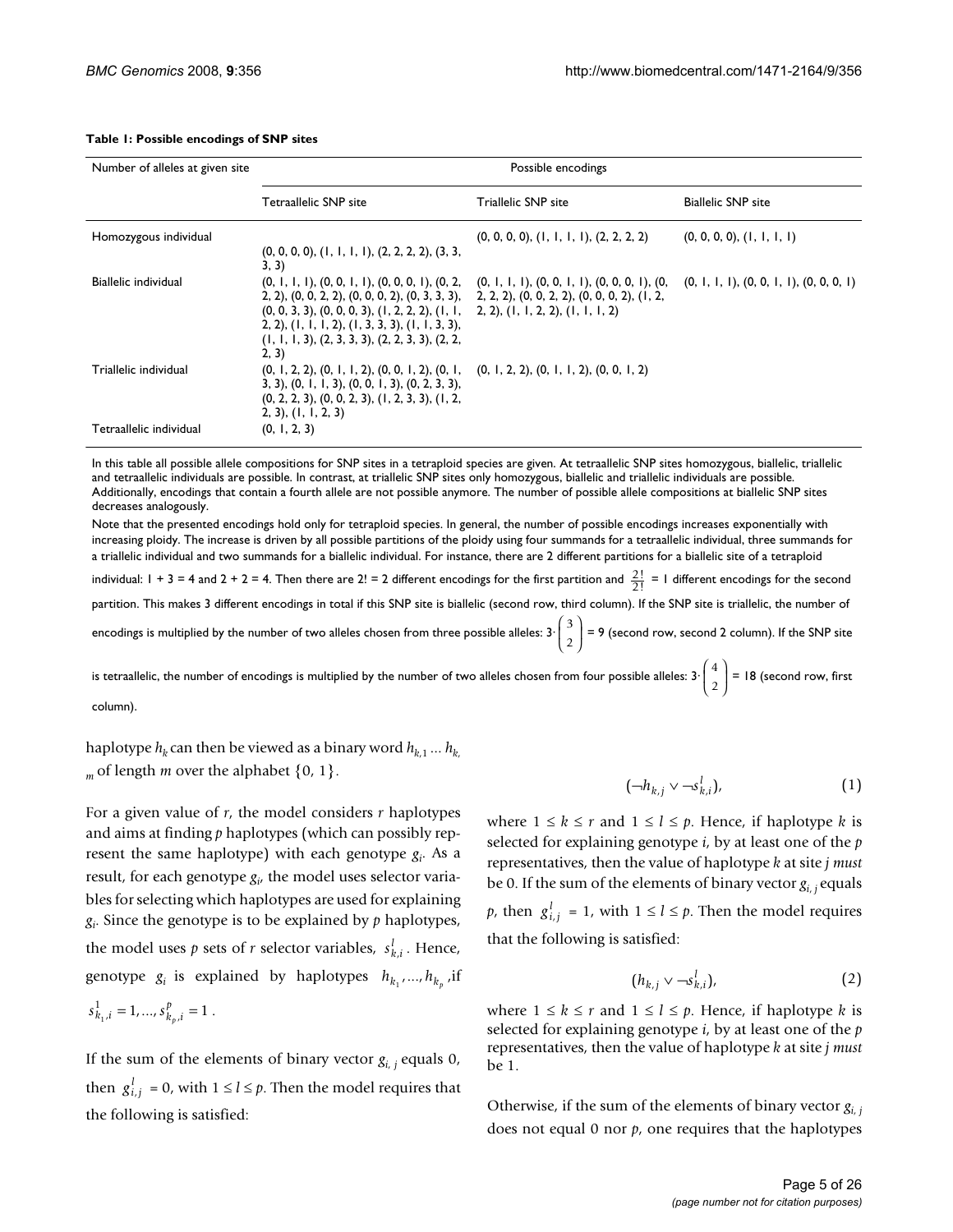**Table 1: Possible encodings of SNP sites**

| Number of alleles at given site | Possible encodings | | |
|---|---|---|---|
| | Tetraallelic SNP site | Triallelic SNP site | Biallelic SNP site |
| Homozygous individual | (0, 0, 0, 0), (1, 1, 1, 1), (2, 2, 2, 2), (3, 3, 3, 3) | (0, 0, 0, 0), (1, 1, 1, 1), (2, 2, 2, 2) | (0, 0, 0, 0), (1, 1, 1, 1) |
| Biallelic individual | (0, 1, 1, 1), (0, 0, 1, 1), (0, 0, 0, 1), (0, 2, 2, 2), (0, 0, 2, 2), (0, 0, 0, 2), (0, 3, 3, 3), (0, 0, 3, 3), (0, 0, 0, 3), (1, 2, 2, 2), (1, 1, 2, 2), (1, 1, 1, 2), (1, 3, 3, 3), (1, 1, 3, 3), (1, 1, 1, 3), (2, 3, 3, 3), (2, 2, 3, 3), (2, 2, 2, 3) | (0, 1, 1, 1), (0, 0, 1, 1), (0, 0, 0, 1), (0, 2, 2, 2), (0, 0, 2, 2), (0, 0, 0, 2), (1, 2, 2, 2), (1, 1, 2, 2), (1, 1, 1, 2) | (0, 1, 1, 1), (0, 0, 1, 1), (0, 0, 0, 1) |
| Triallelic individual | (0, 1, 2, 2), (0, 1, 1, 2), (0, 0, 1, 2), (0, 1, 3, 3), (0, 1, 1, 3), (0, 0, 1, 3), (0, 2, 3, 3), (0, 2, 2, 3), (0, 0, 2, 3), (1, 2, 3, 3), (1, 2, 2, 3), (1, 1, 2, 3) | (0, 1, 2, 2), (0, 1, 1, 2), (0, 0, 1, 2) | |
| Tetraallelic individual | (0, 1, 2, 3) | | |

In this table all possible allele compositions for SNP sites in a tetraploid species are given. At tetraallelic SNP sites homozygous, biallelic, triallelic and tetraallelic individuals are possible. In contrast, at triallelic SNP sites only homozygous, biallelic and triallelic individuals are possible. Additionally, encodings that contain a fourth allele are not possible anymore. The number of possible allele compositions at biallelic SNP sites decreases analogously.

Note that the presented encodings hold only for tetraploid species. In general, the number of possible encodings increases exponentially with increasing ploidy. The increase is driven by all possible partitions of the ploidy using four summands for a tetraallelic individual, three summands for a triallelic individual and two summands for a biallelic individual. For instance, there are 2 different partitions for a biallelic site of a tetraploid individual: 1 + 3 = 4 and 2 + 2 = 4. Then there are 2! = 2 different encodings for the first partition and $\frac{2!}{2!}$ = 1 different encodings for the second partition. This makes 3 different encodings in total if this SNP site is biallelic (second row, third column). If the SNP site is triallelic, the number of encodings is multiplied by the number of two alleles chosen from three possible alleles: $3 \cdot \binom{3}{2} = 9$ (second row, second 2 column). If the SNP site is tetraallelic, the number of encodings is multiplied by the number of two alleles chosen from four possible alleles: $3 \cdot \binom{4}{2} = 18$ (second row, first column).

haplotype $h_k$ can then be viewed as a binary word $h_{k,1} \ldots h_{k,m}$ of length $m$ over the alphabet $\{0, 1\}$.

For a given value of $r$, the model considers $r$ haplotypes and aims at finding $p$ haplotypes (which can possibly represent the same haplotype) with each genotype $g_i$. As a result, for each genotype $g_i$, the model uses selector variables for selecting which haplotypes are used for explaining $g_i$. Since the genotype is to be explained by $p$ haplotypes, the model uses $p$ sets of $r$ selector variables, $s^l_{k,i}$. Hence, genotype $g_i$ is explained by haplotypes $h_{k_1}, \ldots, h_{k_p}$, if $s^1_{k_1,i} = 1, \ldots, s^p_{k_p,i} = 1$.

If the sum of the elements of binary vector $g_{i,j}$ equals 0, then $g^l_{i,j} = 0$, with $1 \le l \le p$. Then the model requires that the following is satisfied:

$$(\neg h_{k,j} \vee \neg s^l_{k,i}), \tag{1}$$

where $1 \le k \le r$ and $1 \le l \le p$. Hence, if haplotype $k$ is selected for explaining genotype $i$, by at least one of the $p$ representatives, then the value of haplotype $k$ at site $j$ *must* be 0. If the sum of the elements of binary vector $g_{i,j}$ equals $p$, then $g^l_{i,j} = 1$, with $1 \le l \le p$. Then the model requires that the following is satisfied:

$$(h_{k,j} \vee \neg s^l_{k,i}), \tag{2}$$

where $1 \le k \le r$ and $1 \le l \le p$. Hence, if haplotype $k$ is selected for explaining genotype $i$, by at least one of the $p$ representatives, then the value of haplotype $k$ at site $j$ *must* be 1.

Otherwise, if the sum of the elements of binary vector $g_{i,j}$ does not equal 0 nor $p$, one requires that the haplotypes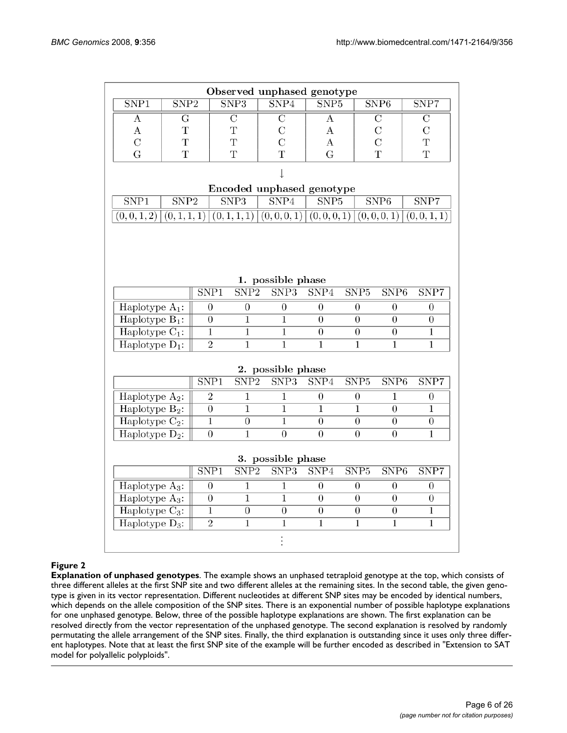**Observed unphased genotype**

| SNP1 | SNP2 | SNP3 | SNP4 | SNP5 | SNP6 | SNP7 |
|---|---|---|---|---|---|---|
| A | G | C | C | A | C | C |
| A | T | T | C | A | C | C |
| C | T | T | C | A | C | T |
| G | T | T | T | G | T | T |

↓

**Encoded unphased genotype**

| SNP1 | SNP2 | SNP3 | SNP4 | SNP5 | SNP6 | SNP7 |
|---|---|---|---|---|---|---|
| $(0, 0, 1, 2)$ | $(0, 1, 1, 1)$ | $(0, 1, 1, 1)$ | $(0, 0, 0, 1)$ | $(0, 0, 0, 1)$ | $(0, 0, 0, 1)$ | $(0, 0, 1, 1)$ |

**1. possible phase**

| | SNP1 | SNP2 | SNP3 | SNP4 | SNP5 | SNP6 | SNP7 |
|---|---|---|---|---|---|---|---|
| Haplotype $A_1$: | 0 | 0 | 0 | 0 | 0 | 0 | 0 |
| Haplotype $B_1$: | 0 | 1 | 1 | 0 | 0 | 0 | 0 |
| Haplotype $C_1$: | 1 | 1 | 1 | 0 | 0 | 0 | 1 |
| Haplotype $D_1$: | 2 | 1 | 1 | 1 | 1 | 1 | 1 |

**2. possible phase**

| | SNP1 | SNP2 | SNP3 | SNP4 | SNP5 | SNP6 | SNP7 |
|---|---|---|---|---|---|---|---|
| Haplotype $A_2$: | 2 | 1 | 1 | 0 | 0 | 1 | 0 |
| Haplotype $B_2$: | 0 | 1 | 1 | 1 | 1 | 0 | 1 |
| Haplotype $C_2$: | 1 | 0 | 1 | 0 | 0 | 0 | 0 |
| Haplotype $D_2$: | 0 | 1 | 0 | 0 | 0 | 0 | 1 |

**3. possible phase**

| | SNP1 | SNP2 | SNP3 | SNP4 | SNP5 | SNP6 | SNP7 |
|---|---|---|---|---|---|---|---|
| Haplotype $A_3$: | 0 | 1 | 1 | 0 | 0 | 0 | 0 |
| Haplotype $A_3$: | 0 | 1 | 1 | 0 | 0 | 0 | 0 |
| Haplotype $C_3$: | 1 | 0 | 0 | 0 | 0 | 0 | 1 |
| Haplotype $D_3$: | 2 | 1 | 1 | 1 | 1 | 1 | 1 |

⋮

**Figure 2**

**Explanation of unphased genotypes**. The example shows an unphased tetraploid genotype at the top, which consists of three different alleles at the first SNP site and two different alleles at the remaining sites. In the second table, the given genotype is given in its vector representation. Different nucleotides at different SNP sites may be encoded by identical numbers, which depends on the allele composition of the SNP sites. There is an exponential number of possible haplotype explanations for one unphased genotype. Below, three of the possible haplotype explanations are shown. The first explanation can be resolved directly from the vector representation of the unphased genotype. The second explanation is resolved by randomly permutating the allele arrangement of the SNP sites. Finally, the third explanation is outstanding since it uses only three different haplotypes. Note that at least the first SNP site of the example will be further encoded as described in "Extension to SAT model for polyallelic polyploids".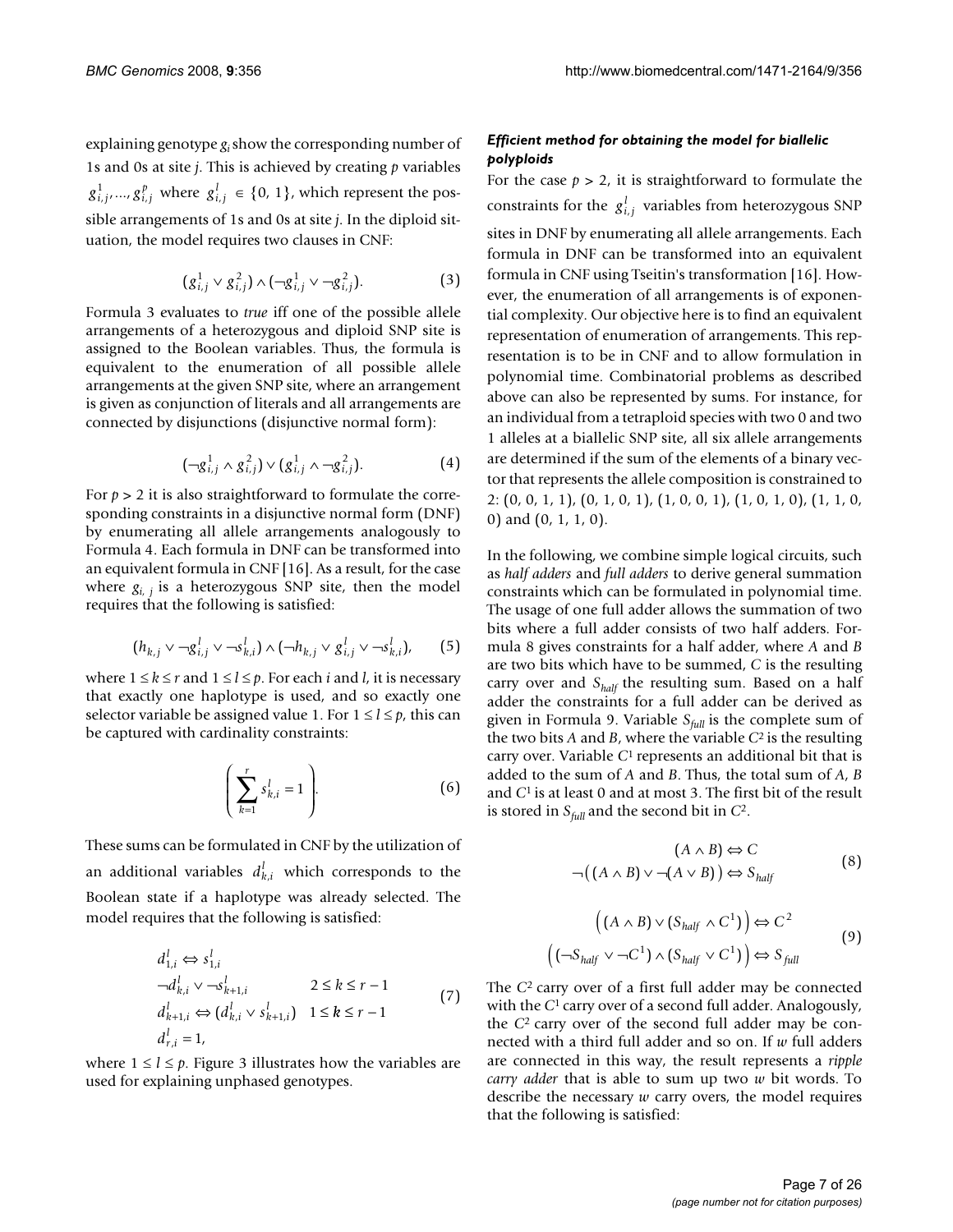explaining genotype $g_i$ show the corresponding number of 1s and 0s at site $j$. This is achieved by creating $p$ variables $g_{i,j}^1, ..., g_{i,j}^p$ where $g_{i,j}^l \in \{0, 1\}$, which represent the possible arrangements of 1s and 0s at site $j$. In the diploid situation, the model requires two clauses in CNF:

$$(g_{i,j}^1 \vee g_{i,j}^2) \wedge (\neg g_{i,j}^1 \vee \neg g_{i,j}^2). \tag{3}$$

Formula 3 evaluates to *true* iff one of the possible allele arrangements of a heterozygous and diploid SNP site is assigned to the Boolean variables. Thus, the formula is equivalent to the enumeration of all possible allele arrangements at the given SNP site, where an arrangement is given as conjunction of literals and all arrangements are connected by disjunctions (disjunctive normal form):

$$(\neg g_{i,j}^1 \wedge g_{i,j}^2) \vee (g_{i,j}^1 \wedge \neg g_{i,j}^2). \tag{4}$$

For $p > 2$ it is also straightforward to formulate the corresponding constraints in a disjunctive normal form (DNF) by enumerating all allele arrangements analogously to Formula 4. Each formula in DNF can be transformed into an equivalent formula in CNF [16]. As a result, for the case where $g_{i,j}$ is a heterozygous SNP site, then the model requires that the following is satisfied:

$$(h_{k,j} \vee \neg g_{i,j}^l \vee \neg s_{k,i}^l) \wedge (\neg h_{k,j} \vee g_{i,j}^l \vee \neg s_{k,i}^l), \tag{5}$$

where $1 \leq k \leq r$ and $1 \leq l \leq p$. For each $i$ and $l$, it is necessary that exactly one haplotype is used, and so exactly one selector variable be assigned value 1. For $1 \leq l \leq p$, this can be captured with cardinality constraints:

$$\left( \sum_{k=1}^{r} s_{k,i}^l = 1 \right). \tag{6}$$

These sums can be formulated in CNF by the utilization of an additional variables $d_{k,i}^l$ which corresponds to the Boolean state if a haplotype was already selected. The model requires that the following is satisfied:

$$\begin{array}{ll} d_{1,i}^l \Leftrightarrow s_{1,i}^l & \\ \neg d_{k,i}^l \vee \neg s_{k+1,i}^l & 2 \leq k \leq r-1 \\ d_{k+1,i}^l \Leftrightarrow (d_{k,i}^l \vee s_{k+1,i}^l) & 1 \leq k \leq r-1 \\ d_{r,i}^l = 1, & \end{array} \tag{7}$$

where $1 \leq l \leq p$. Figure 3 illustrates how the variables are used for explaining unphased genotypes.

### *Efficient method for obtaining the model for biallelic polyploids*

For the case $p > 2$, it is straightforward to formulate the constraints for the $g_{i,j}^l$ variables from heterozygous SNP sites in DNF by enumerating all allele arrangements. Each formula in DNF can be transformed into an equivalent formula in CNF using Tseitin's transformation [16]. However, the enumeration of all arrangements is of exponential complexity. Our objective here is to find an equivalent representation of enumeration of arrangements. This representation is to be in CNF and to allow formulation in polynomial time. Combinatorial problems as described above can also be represented by sums. For instance, for an individual from a tetraploid species with two 0 and two 1 alleles at a biallelic SNP site, all six allele arrangements are determined if the sum of the elements of a binary vector that represents the allele composition is constrained to 2: (0, 0, 1, 1), (0, 1, 0, 1), (1, 0, 0, 1), (1, 0, 1, 0), (1, 1, 0, 0) and (0, 1, 1, 0).

In the following, we combine simple logical circuits, such as *half adders* and *full adders* to derive general summation constraints which can be formulated in polynomial time. The usage of one full adder allows the summation of two bits where a full adder consists of two half adders. Formula 8 gives constraints for a half adder, where $A$ and $B$ are two bits which have to be summed, $C$ is the resulting carry over and $S_{half}$ the resulting sum. Based on a half adder the constraints for a full adder can be derived as given in Formula 9. Variable $S_{full}$ is the complete sum of the two bits $A$ and $B$, where the variable $C^2$ is the resulting carry over. Variable $C^1$ represents an additional bit that is added to the sum of $A$ and $B$. Thus, the total sum of $A$, $B$ and $C^1$ is at least 0 and at most 3. The first bit of the result is stored in $S_{full}$ and the second bit in $C^2$.

$$\begin{array}{c} (A \wedge B) \Leftrightarrow C \\ \neg\big((A \wedge B) \vee \neg(A \vee B)\big) \Leftrightarrow S_{half} \end{array} \tag{8}$$

$$\begin{array}{c} \big((A \wedge B) \vee (S_{half} \wedge C^1)\big) \Leftrightarrow C^2 \\ \big((\neg S_{half} \vee \neg C^1) \wedge (S_{half} \vee C^1)\big) \Leftrightarrow S_{full} \end{array} \tag{9}$$

The $C^2$ carry over of a first full adder may be connected with the $C^1$ carry over of a second full adder. Analogously, the $C^2$ carry over of the second full adder may be connected with a third full adder and so on. If $w$ full adders are connected in this way, the result represents a *ripple carry adder* that is able to sum up two $w$ bit words. To describe the necessary $w$ carry overs, the model requires that the following is satisfied: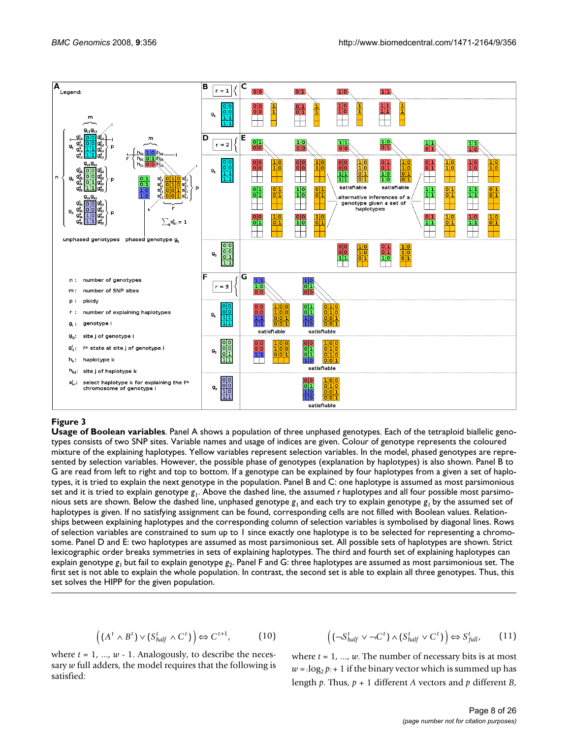**Figure 3**

**Usage of Boolean variables**. Panel A shows a population of three unphased genotypes. Each of the tetraploid biallelic genotypes consists of two SNP sites. Variable names and usage of indices are given. Colour of genotype represents the coloured mixture of the explaining haplotypes. Yellow variables represent selection variables. In the model, phased genotypes are represented by selection variables. However, the possible phase of genotypes (explanation by haplotypes) is also shown. Panel B to G are read from left to right and top to bottom. If a genotype can be explained by four haplotypes from a given a set of haplotypes, it is tried to explain the next genotype in the population. Panel B and C: one haplotype is assumed as most parsimonious set and it is tried to explain genotype $g_1$. Above the dashed line, the assumed $r$ haplotypes and all four possible most parsimonious sets are shown. Below the dashed line, unphased genotype $g_1$ and each try to explain genotype $g_1$ by the assumed set of haplotypes is given. If no satisfying assignment can be found, corresponding cells are not filled with Boolean values. Relationships between explaining haplotypes and the corresponding column of selection variables is symbolised by diagonal lines. Rows of selection variables are constrained to sum up to 1 since exactly one haplotype is to be selected for representing a chromosome. Panel D and E: two haplotypes are assumed as most parsimonious set. All possible sets of haplotypes are shown. Strict lexicographic order breaks symmetries in sets of explaining haplotypes. The third and fourth set of explaining haplotypes can explain genotype $g_1$ but fail to explain genotype $g_2$. Panel F and G: three haplotypes are assumed as most parsimonious set. The first set is not able to explain the whole population. In contrast, the second set is able to explain all three genotypes. Thus, this set solves the HIPP for the given population.

$$\left( (A^t \wedge B^t) \vee (S^t_{half} \wedge C^t) \right) \Leftrightarrow C^{t+1}, \qquad (10)$$

where $t = 1, ..., w - 1$. Analogously, to describe the necessary $w$ full adders, the model requires that the following is satisfied:

$$\left( (\neg S^t_{half} \vee \neg C^t) \wedge (S^t_{half} \vee C^t) \right) \Leftrightarrow S^t_{full}, \qquad (11)$$

where $t = 1, ..., w$. The number of necessary bits is at most $w = \lfloor \log_2 p \rfloor + 1$ if the binary vector which is summed up has length $p$. Thus, $p + 1$ different $A$ vectors and $p$ different $B$,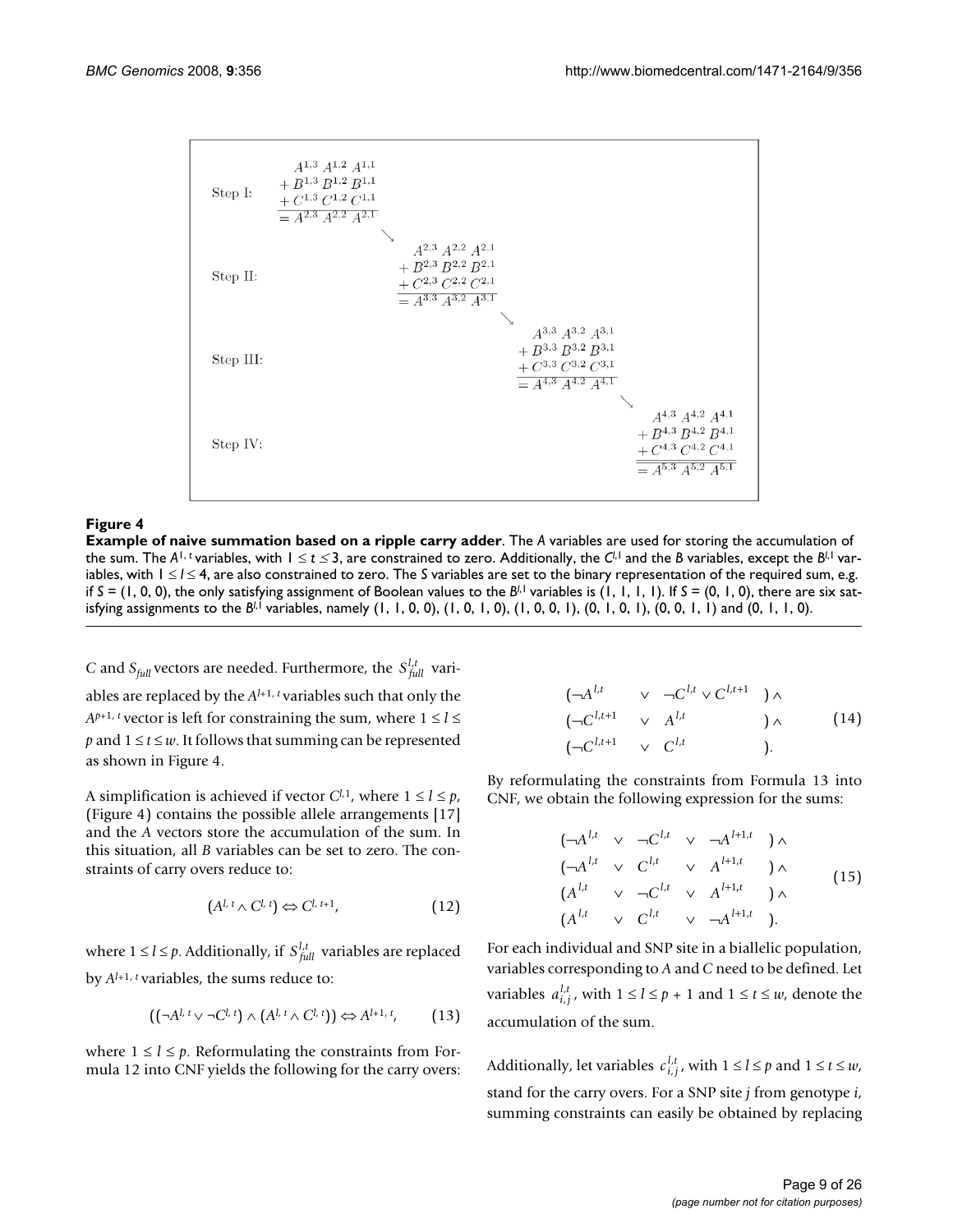| | |
|---|---|
| Step I: | $$\begin{array}{r} A^{1,3}\ A^{1,2}\ A^{1,1} \\ +\, B^{1,3}\ B^{1,2}\ B^{1,1} \\ +\, C^{1,3}\ C^{1,2}\ C^{1,1} \\ \hline =A^{2,3}\ A^{2,2}\ A^{2,1} \end{array}$$ |
| Step II: | $$\begin{array}{r} A^{2,3}\ A^{2,2}\ A^{2,1} \\ +\, B^{2,3}\ B^{2,2}\ B^{2,1} \\ +\, C^{2,3}\ C^{2,2}\ C^{2,1} \\ \hline =A^{3,3}\ A^{3,2}\ A^{3,1} \end{array}$$ |
| Step III: | $$\begin{array}{r} A^{3,3}\ A^{3,2}\ A^{3,1} \\ +\, B^{3,3}\ B^{3,2}\ B^{3,1} \\ +\, C^{3,3}\ C^{3,2}\ C^{3,1} \\ \hline =A^{4,3}\ A^{4,2}\ A^{4,1} \end{array}$$ |
| Step IV: | $$\begin{array}{r} A^{4,3}\ A^{4,2}\ A^{4,1} \\ +\, B^{4,3}\ B^{4,2}\ B^{4,1} \\ +\, C^{4,3}\ C^{4,2}\ C^{4,1} \\ \hline =A^{5,3}\ A^{5,2}\ A^{5,1} \end{array}$$ |

**Figure 4**

**Example of naive summation based on a ripple carry adder**. The *A* variables are used for storing the accumulation of the sum. The $A^{1,t}$ variables, with $1 \leq t \leq 3$, are constrained to zero. Additionally, the $C^{l,1}$ and the *B* variables, except the $B^{l,1}$ variables, with $1 \leq l \leq 4$, are also constrained to zero. The *S* variables are set to the binary representation of the required sum, e.g. if $S = (1, 0, 0)$, the only satisfying assignment of Boolean values to the $B^{l,1}$ variables is (1, 1, 1, 1). If $S = (0, 1, 0)$, there are six satisfying assignments to the $B^{l,1}$ variables, namely (1, 1, 0, 0), (1, 0, 1, 0), (1, 0, 0, 1), (0, 1, 0, 1), (0, 0, 1, 1) and (0, 1, 1, 0).

*C* and $S_{full}$ vectors are needed. Furthermore, the $S_{full}^{l,t}$ variables are replaced by the $A^{l+1,t}$ variables such that only the $A^{p+1,t}$ vector is left for constraining the sum, where $1 \leq l \leq p$ and $1 \leq t \leq w$. It follows that summing can be represented as shown in Figure 4.

A simplification is achieved if vector $C^{l,1}$, where $1 \leq l \leq p$, (Figure 4) contains the possible allele arrangements [17] and the *A* vectors store the accumulation of the sum. In this situation, all *B* variables can be set to zero. The constraints of carry overs reduce to:

$$(A^{l,t} \wedge C^{l,t}) \Leftrightarrow C^{l,t+1}, \tag{12}$$

where $1 \leq l \leq p$. Additionally, if $S_{full}^{l,t}$ variables are replaced by $A^{l+1,t}$ variables, the sums reduce to:

$$((\neg A^{l,t} \vee \neg C^{l,t}) \wedge (A^{l,t} \wedge C^{l,t})) \Leftrightarrow A^{l+1,t}, \tag{13}$$

where $1 \leq l \leq p$. Reformulating the constraints from Formula 12 into CNF yields the following for the carry overs:

$$\begin{array}{lll} (\neg A^{l,t} & \vee\ \neg C^{l,t} \vee C^{l,t+1} & ) \wedge \\ (\neg C^{l,t+1} & \vee\ A^{l,t} & ) \wedge \\ (\neg C^{l,t+1} & \vee\ C^{l,t} & ). \end{array} \tag{14}$$

By reformulating the constraints from Formula 13 into CNF, we obtain the following expression for the sums:

$$\begin{array}{llll} (\neg A^{l,t} & \vee\ \neg C^{l,t} & \vee\ \neg A^{l+1,t} & ) \wedge \\ (\neg A^{l,t} & \vee\ C^{l,t} & \vee\ A^{l+1,t} & ) \wedge \\ (A^{l,t} & \vee\ \neg C^{l,t} & \vee\ A^{l+1,t} & ) \wedge \\ (A^{l,t} & \vee\ C^{l,t} & \vee\ \neg A^{l+1,t} & ). \end{array} \tag{15}$$

For each individual and SNP site in a biallelic population, variables corresponding to *A* and *C* need to be defined. Let variables $a_{i,j}^{l,t}$, with $1 \leq l \leq p + 1$ and $1 \leq t \leq w$, denote the accumulation of the sum.

Additionally, let variables $c_{i,j}^{l,t}$, with $1 \leq l \leq p$ and $1 \leq t \leq w$, stand for the carry overs. For a SNP site *j* from genotype *i*, summing constraints can easily be obtained by replacing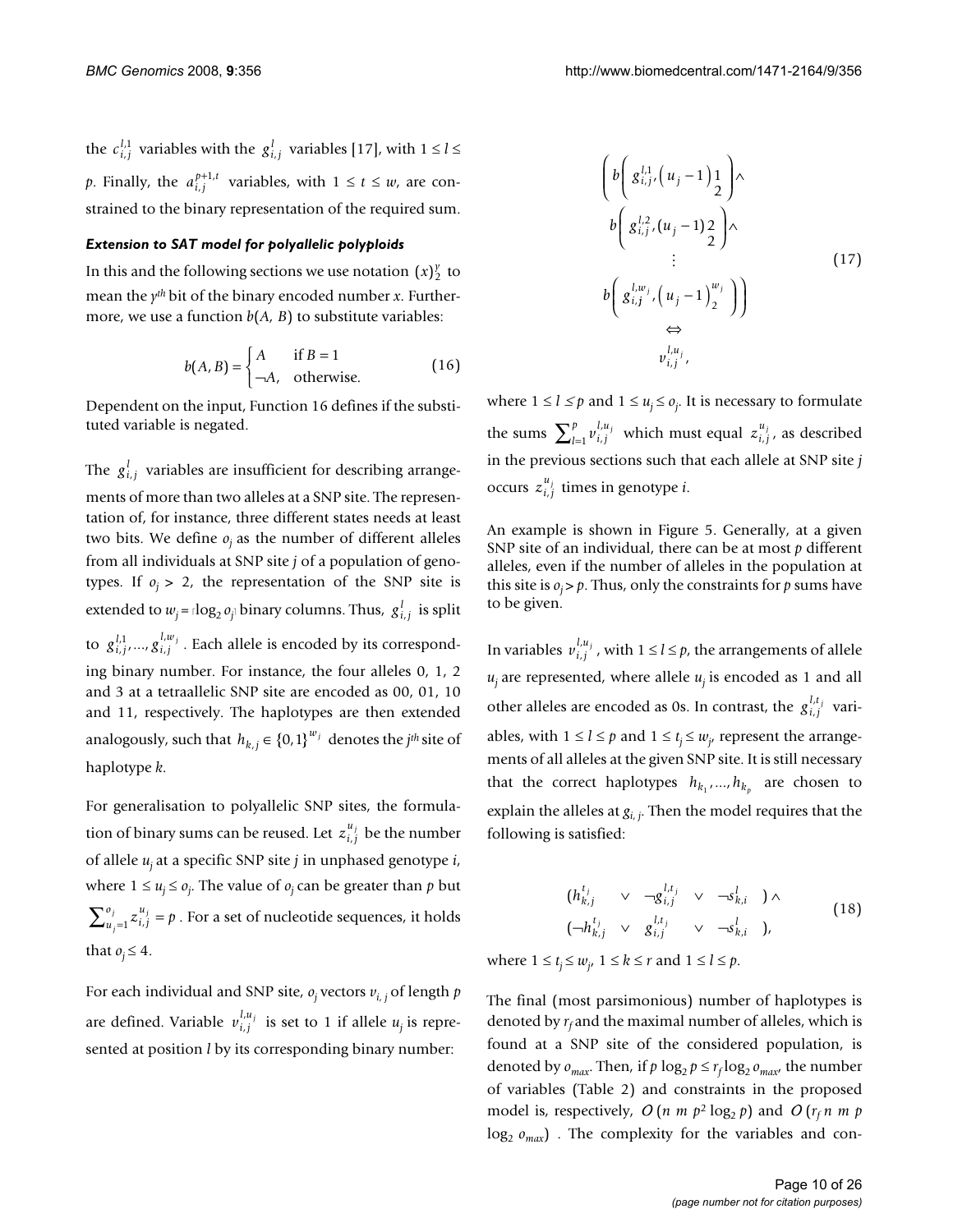the $c_{i,j}^{l,1}$ variables with the $g_{i,j}^{l}$ variables [17], with $1 \le l \le p$. Finally, the $a_{i,j}^{p+1,t}$ variables, with $1 \le t \le w$, are constrained to the binary representation of the required sum.

### *Extension to SAT model for polyallelic polyploids*

In this and the following sections we use notation $(x)_2^y$ to mean the $y^{th}$ bit of the binary encoded number $x$. Furthermore, we use a function $b(A, B)$ to substitute variables:

$$b(A,B) = \begin{cases} A & \text{if } B = 1 \\ \neg A, & \text{otherwise.} \end{cases} \tag{16}$$

Dependent on the input, Function 16 defines if the substituted variable is negated.

The $g_{i,j}^{l}$ variables are insufficient for describing arrangements of more than two alleles at a SNP site. The representation of, for instance, three different states needs at least two bits. We define $o_j$ as the number of different alleles from all individuals at SNP site $j$ of a population of genotypes. If $o_j > 2$, the representation of the SNP site is extended to $w_j = \lceil \log_2 o_j \rceil$ binary columns. Thus, $g_{i,j}^{l}$ is split to $g_{i,j}^{l,1}, \ldots, g_{i,j}^{l,w_j}$. Each allele is encoded by its corresponding binary number. For instance, the four alleles 0, 1, 2 and 3 at a tetraallelic SNP site are encoded as 00, 01, 10 and 11, respectively. The haplotypes are then extended analogously, such that $h_{k,j} \in \{0,1\}^{w_j}$ denotes the $j^{th}$ site of haplotype $k$.

For generalisation to polyallelic SNP sites, the formulation of binary sums can be reused. Let $z_{i,j}^{u_j}$ be the number of allele $u_j$ at a specific SNP site $j$ in unphased genotype $i$, where $1 \le u_j \le o_j$. The value of $o_j$ can be greater than $p$ but $\sum_{u_j=1}^{o_j} z_{i,j}^{u_j} = p$. For a set of nucleotide sequences, it holds that $o_j \le 4$.

For each individual and SNP site, $o_j$ vectors $v_{i,j}$ of length $p$ are defined. Variable $v_{i,j}^{l,u_j}$ is set to 1 if allele $u_j$ is represented at position $l$ by its corresponding binary number:

$$\begin{array}{c} \left( b\left( g_{i,j}^{l,1}, \left(u_j - 1\right)_2^1 \right) \wedge \right. \\ b\left( g_{i,j}^{l,2}, \left(u_j - 1\right)_2^2 \right) \wedge \\ \vdots \\ \left. b\left( g_{i,j}^{l,w_j}, \left(u_j - 1\right)_2^{w_j} \right) \right) \\ \Leftrightarrow \\ v_{i,j}^{l,u_j}, \end{array} \tag{17}$$

where $1 \le l \le p$ and $1 \le u_j \le o_j$. It is necessary to formulate the sums $\sum_{l=1}^{p} v_{i,j}^{l,u_j}$ which must equal $z_{i,j}^{u_j}$, as described in the previous sections such that each allele at SNP site $j$ occurs $z_{i,j}^{u_j}$ times in genotype $i$.

An example is shown in Figure 5. Generally, at a given SNP site of an individual, there can be at most $p$ different alleles, even if the number of alleles in the population at this site is $o_j > p$. Thus, only the constraints for $p$ sums have to be given.

In variables $v_{i,j}^{l,u_j}$, with $1 \le l \le p$, the arrangements of allele $u_j$ are represented, where allele $u_j$ is encoded as 1 and all other alleles are encoded as 0s. In contrast, the $g_{i,j}^{l,t_j}$ variables, with $1 \le l \le p$ and $1 \le t_j \le w_j$, represent the arrangements of all alleles at the given SNP site. It is still necessary that the correct haplotypes $h_{k_1}, \ldots, h_{k_p}$ are chosen to explain the alleles at $g_{i,j}$. Then the model requires that the following is satisfied:

$$\begin{array}{l} (h_{k,j}^{t_j} \quad \vee \quad \neg g_{i,j}^{l,t_j} \quad \vee \quad \neg s_{k,i}^{l} \quad ) \wedge \\ (\neg h_{k,j}^{t_j} \quad \vee \quad g_{i,j}^{l,t_j} \quad \vee \quad \neg s_{k,i}^{l} \quad ), \end{array} \tag{18}$$

where $1 \le t_j \le w_j$, $1 \le k \le r$ and $1 \le l \le p$.

The final (most parsimonious) number of haplotypes is denoted by $r_f$ and the maximal number of alleles, which is found at a SNP site of the considered population, is denoted by $o_{max}$. Then, if $p \log_2 p \le r_f \log_2 o_{max}$, the number of variables (Table 2) and constraints in the proposed model is, respectively, $O(n\ m\ p^2 \log_2 p)$ and $O(r_f\ n\ m\ p \log_2 o_{max})$. The complexity for the variables and con-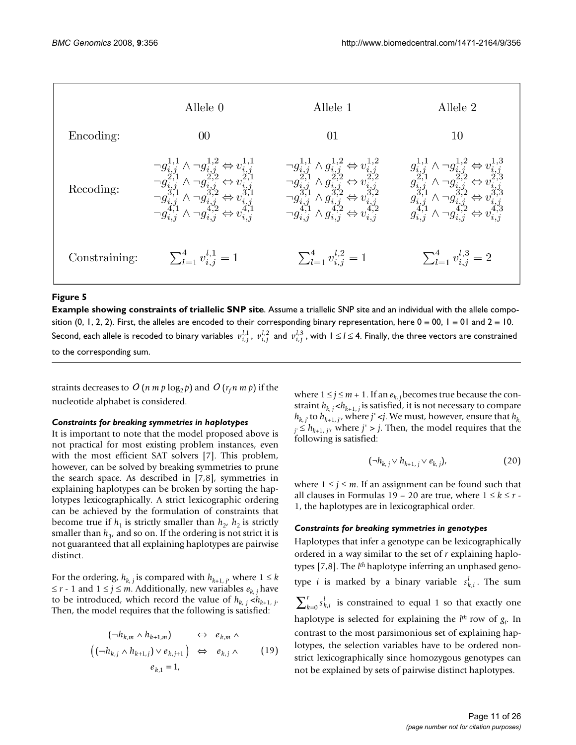|  | Allele 0 | Allele 1 | Allele 2 |
|---|---|---|---|
| Encoding: | 00 | 01 | 10 |
| Recoding: | $\neg g_{i,j}^{1,1} \wedge \neg g_{i,j}^{1,2} \Leftrightarrow v_{i,j}^{1,1}$ <br> $\neg g_{i,j}^{2,1} \wedge \neg g_{i,j}^{2,2} \Leftrightarrow v_{i,j}^{2,1}$ <br> $\neg g_{i,j}^{3,1} \wedge \neg g_{i,j}^{3,2} \Leftrightarrow v_{i,j}^{3,1}$ <br> $\neg g_{i,j}^{4,1} \wedge \neg g_{i,j}^{4,2} \Leftrightarrow v_{i,j}^{4,1}$ | $\neg g_{i,j}^{1,1} \wedge g_{i,j}^{1,2} \Leftrightarrow v_{i,j}^{1,2}$ <br> $\neg g_{i,j}^{2,1} \wedge g_{i,j}^{2,2} \Leftrightarrow v_{i,j}^{2,2}$ <br> $\neg g_{i,j}^{3,1} \wedge g_{i,j}^{3,2} \Leftrightarrow v_{i,j}^{3,2}$ <br> $\neg g_{i,j}^{4,1} \wedge g_{i,j}^{4,2} \Leftrightarrow v_{i,j}^{4,2}$ | $g_{i,j}^{1,1} \wedge \neg g_{i,j}^{1,2} \Leftrightarrow v_{i,j}^{1,3}$ <br> $g_{i,j}^{2,1} \wedge \neg g_{i,j}^{2,2} \Leftrightarrow v_{i,j}^{2,3}$ <br> $g_{i,j}^{3,1} \wedge \neg g_{i,j}^{3,2} \Leftrightarrow v_{i,j}^{3,3}$ <br> $g_{i,j}^{4,1} \wedge \neg g_{i,j}^{4,2} \Leftrightarrow v_{i,j}^{4,3}$ |
| Constraining: | $\sum_{l=1}^{4} v_{i,j}^{l,1} = 1$ | $\sum_{l=1}^{4} v_{i,j}^{l,2} = 1$ | $\sum_{l=1}^{4} v_{i,j}^{l,3} = 2$ |

**Figure 5**

**Example showing constraints of triallelic SNP site**. Assume a triallelic SNP site and an individual with the allele composition (0, 1, 2, 2). First, the alleles are encoded to their corresponding binary representation, here 0 ≡ 00, 1 ≡ 01 and 2 ≡ 10. Second, each allele is recoded to binary variables $v_{i,j}^{l,1}$, $v_{i,j}^{l,2}$ and $v_{i,j}^{l,3}$, with $1 \leq l \leq 4$. Finally, the three vectors are constrained to the corresponding sum.

straints decreases to $O(n\, m\, p \log_2 p)$ and $O(r_f\, n\, m\, p)$ if the nucleotide alphabet is considered.

### *Constraints for breaking symmetries in haplotypes*

It is important to note that the model proposed above is not practical for most existing problem instances, even with the most efficient SAT solvers [7]. This problem, however, can be solved by breaking symmetries to prune the search space. As described in [7,8], symmetries in explaining haplotypes can be broken by sorting the haplotypes lexicographically. A strict lexicographic ordering can be achieved by the formulation of constraints that become true if $h_1$ is strictly smaller than $h_2$, $h_2$ is strictly smaller than $h_3$, and so on. If the ordering is not strict it is not guaranteed that all explaining haplotypes are pairwise distinct.

For the ordering, $h_{k,j}$ is compared with $h_{k+1,j}$, where $1 \leq k \leq r - 1$ and $1 \leq j \leq m$. Additionally, new variables $e_{k,j}$ have to be introduced, which record the value of $h_{k,j} < h_{k+1,j}$. Then, the model requires that the following is satisfied:

$$
\begin{aligned}
(\neg h_{k,m} \wedge h_{k+1,m}) &\Leftrightarrow e_{k,m} \wedge \\
\left( (\neg h_{k,j} \wedge h_{k+1,j}) \vee e_{k,j+1} \right) &\Leftrightarrow e_{k,j} \wedge \\
e_{k,1} &= 1,
\end{aligned}
\tag{19}
$$

where $1 \leq j \leq m + 1$. If an $e_{k,j}$ becomes true because the constraint $h_{k,j} < h_{k+1,j}$ is satisfied, it is not necessary to compare $h_{k,j'}$ to $h_{k+1,j'}$, where $j' < j$. We must, however, ensure that $h_{k,j'} \leq h_{k+1,j'}$, where $j' > j$. Then, the model requires that the following is satisfied:

$$
(\neg h_{k,j} \vee h_{k+1,j} \vee e_{k,j}),
\tag{20}
$$

where $1 \leq j \leq m$. If an assignment can be found such that all clauses in Formulas 19 – 20 are true, where $1 \leq k \leq r - 1$, the haplotypes are in lexicographical order.

### *Constraints for breaking symmetries in genotypes*

Haplotypes that infer a genotype can be lexicographically ordered in a way similar to the set of $r$ explaining haplotypes [7,8]. The $l^{th}$ haplotype inferring an unphased genotype $i$ is marked by a binary variable $s_{k,i}^{l}$. The sum $\sum_{k=0}^{r} s_{k,i}^{l}$ is constrained to equal 1 so that exactly one haplotype is selected for explaining the $l^{th}$ row of $g_i$. In contrast to the most parsimonious set of explaining haplotypes, the selection variables have to be ordered non-strict lexicographically since homozygous genotypes can not be explained by sets of pairwise distinct haplotypes.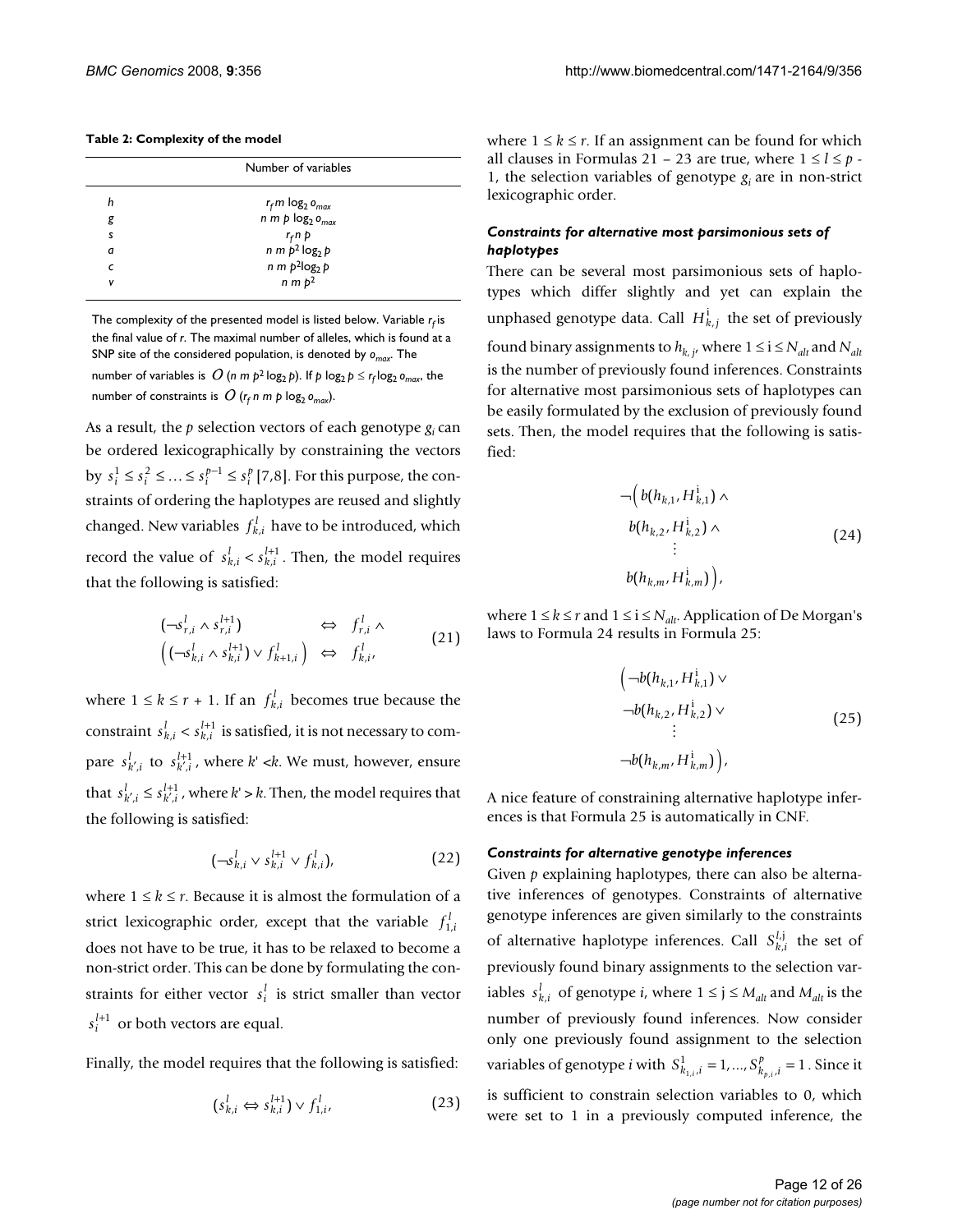**Table 2: Complexity of the model**

| | Number of variables |
|---|---|
| $h$ | $r_f m \log_2 o_{max}$ |
| $g$ | $n\ m\ p \log_2 o_{max}$ |
| $s$ | $r_f n\ p$ |
| $a$ | $n\ m\ p^2 \log_2 p$ |
| $c$ | $n\ m\ p^2 \log_2 p$ |
| $v$ | $n\ m\ p^2$ |

The complexity of the presented model is listed below. Variable $r_f$ is the final value of $r$. The maximal number of alleles, which is found at a SNP site of the considered population, is denoted by $o_{max}$. The number of variables is $O$ ($n\ m\ p^2 \log_2 p$). If $p \log_2 p \leq r_f \log_2 o_{max}$, the number of constraints is $O$ ($r_f\ n\ m\ p \log_2 o_{max}$).

As a result, the $p$ selection vectors of each genotype $g_i$ can be ordered lexicographically by constraining the vectors by $s_i^1 \leq s_i^2 \leq \ldots \leq s_i^{p-1} \leq s_i^p$ [7,8]. For this purpose, the constraints of ordering the haplotypes are reused and slightly changed. New variables $f_{k,i}^l$ have to be introduced, which record the value of $s_{k,i}^l < s_{k,i}^{l+1}$. Then, the model requires that the following is satisfied:

$$
\begin{aligned}
(\neg s_{r,i}^l \wedge s_{r,i}^{l+1}) &\Leftrightarrow f_{r,i}^l \wedge \\
\left( (\neg s_{k,i}^l \wedge s_{k,i}^{l+1}) \vee f_{k+1,i}^l \right) &\Leftrightarrow f_{k,i}^l,
\end{aligned} \tag{21}
$$

where $1 \leq k \leq r + 1$. If an $f_{k,i}^l$ becomes true because the constraint $s_{k,i}^l < s_{k,i}^{l+1}$ is satisfied, it is not necessary to compare $s_{k',i}^l$ to $s_{k',i}^{l+1}$, where $k' < k$. We must, however, ensure that $s_{k',i}^l \leq s_{k',i}^{l+1}$, where $k' > k$. Then, the model requires that the following is satisfied:

$$
(\neg s_{k,i}^l \vee s_{k,i}^{l+1} \vee f_{k,i}^l), \tag{22}
$$

where $1 \leq k \leq r$. Because it is almost the formulation of a strict lexicographic order, except that the variable $f_{1,i}^l$ does not have to be true, it has to be relaxed to become a non-strict order. This can be done by formulating the constraints for either vector $s_i^l$ is strict smaller than vector $s_i^{l+1}$ or both vectors are equal.

Finally, the model requires that the following is satisfied:

$$
(s_{k,i}^l \Leftrightarrow s_{k,i}^{l+1}) \vee f_{1,i}^l, \tag{23}
$$

where $1 \leq k \leq r$. If an assignment can be found for which all clauses in Formulas 21 – 23 are true, where $1 \leq l \leq p - 1$, the selection variables of genotype $g_i$ are in non-strict lexicographic order.

### *Constraints for alternative most parsimonious sets of haplotypes*

There can be several most parsimonious sets of haplotypes which differ slightly and yet can explain the unphased genotype data. Call $H_{k,j}^{\mathrm{i}}$ the set of previously found binary assignments to $h_{k,j}$, where $1 \leq \mathrm{i} \leq N_{alt}$ and $N_{alt}$ is the number of previously found inferences. Constraints for alternative most parsimonious sets of haplotypes can be easily formulated by the exclusion of previously found sets. Then, the model requires that the following is satisfied:

$$
\begin{aligned}
\neg\Big( & b(h_{k,1}, H_{k,1}^{\mathrm{i}}) \wedge \\
& b(h_{k,2}, H_{k,2}^{\mathrm{i}}) \wedge \\
& \vdots \\
& b(h_{k,m}, H_{k,m}^{\mathrm{i}}) \Big),
\end{aligned} \tag{24}
$$

where $1 \leq k \leq r$ and $1 \leq \mathrm{i} \leq N_{alt}$. Application of De Morgan's laws to Formula 24 results in Formula 25:

$$
\begin{aligned}
\Big( & \neg b(h_{k,1}, H_{k,1}^{\mathrm{i}}) \vee \\
& \neg b(h_{k,2}, H_{k,2}^{\mathrm{i}}) \vee \\
& \vdots \\
& \neg b(h_{k,m}, H_{k,m}^{\mathrm{i}}) \Big),
\end{aligned} \tag{25}
$$

A nice feature of constraining alternative haplotype inferences is that Formula 25 is automatically in CNF.

### *Constraints for alternative genotype inferences*

Given $p$ explaining haplotypes, there can also be alternative inferences of genotypes. Constraints of alternative genotype inferences are given similarly to the constraints of alternative haplotype inferences. Call $S_{k,i}^{l,\mathrm{j}}$ the set of previously found binary assignments to the selection variables $s_{k,i}^l$ of genotype $i$, where $1 \leq \mathrm{j} \leq M_{alt}$ and $M_{alt}$ is the number of previously found inferences. Now consider only one previously found assignment to the selection variables of genotype $i$ with $S_{k_{1,i},i}^1 = 1, \ldots, S_{k_{p,i},i}^p = 1$. Since it is sufficient to constrain selection variables to 0, which were set to 1 in a previously computed inference, the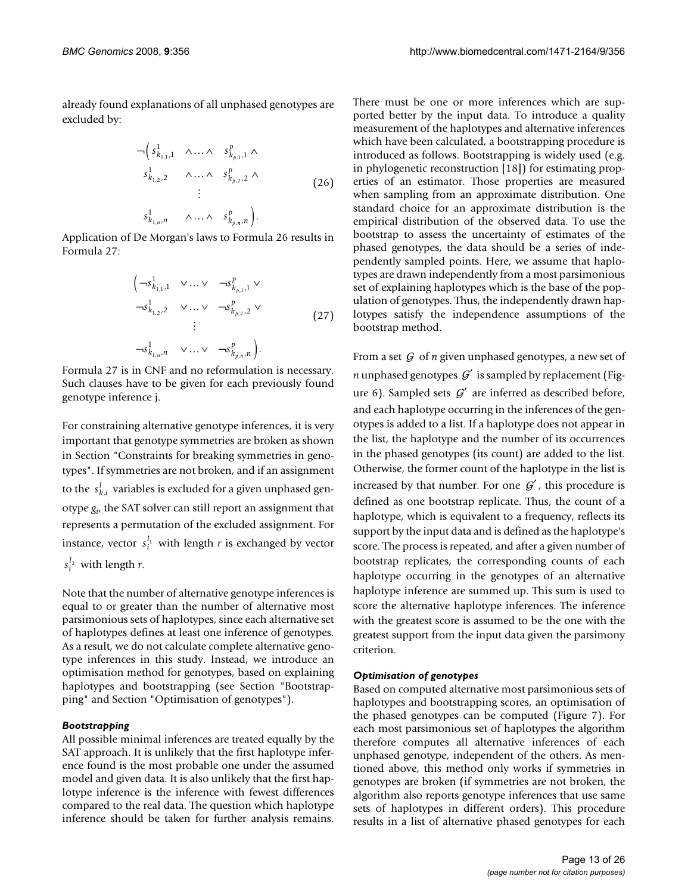already found explanations of all unphased genotypes are excluded by:

$$
\begin{aligned}
\neg\Big( & s^{1}_{k_{1,1},1} \quad \wedge \ldots \wedge \quad s^{p}_{k_{p,1},1} \wedge \\
& s^{1}_{k_{1,2},2} \quad \wedge \ldots \wedge \quad s^{p}_{k_{p,2},2} \wedge \\
& \qquad\qquad \vdots \\
& s^{1}_{k_{1,n},n} \quad \wedge \ldots \wedge \quad s^{p}_{k_{p,n},n} \Big).
\end{aligned}
\tag{26}
$$

Application of De Morgan's laws to Formula 26 results in Formula 27:

$$
\begin{aligned}
\Big( & \neg s^{1}_{k_{1,1},1} \quad \vee \ldots \vee \quad \neg s^{p}_{k_{p,1},1} \vee \\
& \neg s^{1}_{k_{1,2},2} \quad \vee \ldots \vee \quad \neg s^{p}_{k_{p,2},2} \vee \\
& \qquad\qquad \vdots \\
& \neg s^{1}_{k_{1,n},n} \quad \vee \ldots \vee \quad \neg s^{p}_{k_{p,n},n} \Big).
\end{aligned}
\tag{27}
$$

Formula 27 is in CNF and no reformulation is necessary. Such clauses have to be given for each previously found genotype inference j.

For constraining alternative genotype inferences, it is very important that genotype symmetries are broken as shown in Section "Constraints for breaking symmetries in genotypes". If symmetries are not broken, and if an assignment to the $s^{l}_{k,i}$ variables is excluded for a given unphased genotype $g_i$, the SAT solver can still report an assignment that represents a permutation of the excluded assignment. For instance, vector $s^{l_1}_{i}$ with length $r$ is exchanged by vector $s^{l_2}_{i}$ with length $r$.

Note that the number of alternative genotype inferences is equal to or greater than the number of alternative most parsimonious sets of haplotypes, since each alternative set of haplotypes defines at least one inference of genotypes. As a result, we do not calculate complete alternative genotype inferences in this study. Instead, we introduce an optimisation method for genotypes, based on explaining haplotypes and bootstrapping (see Section "Bootstrapping" and Section "Optimisation of genotypes").

### *Bootstrapping*

All possible minimal inferences are treated equally by the SAT approach. It is unlikely that the first haplotype inference found is the most probable one under the assumed model and given data. It is also unlikely that the first haplotype inference is the inference with fewest differences compared to the real data. The question which haplotype inference should be taken for further analysis remains. There must be one or more inferences which are supported better by the input data. To introduce a quality measurement of the haplotypes and alternative inferences which have been calculated, a bootstrapping procedure is introduced as follows. Bootstrapping is widely used (e.g. in phylogenetic reconstruction [18]) for estimating properties of an estimator. Those properties are measured when sampling from an approximate distribution. One standard choice for an approximate distribution is the empirical distribution of the observed data. To use the bootstrap to assess the uncertainty of estimates of the phased genotypes, the data should be a series of independently sampled points. Here, we assume that haplotypes are drawn independently from a most parsimonious set of explaining haplotypes which is the base of the population of genotypes. Thus, the independently drawn haplotypes satisfy the independence assumptions of the bootstrap method.

From a set $\mathcal{G}$ of $n$ given unphased genotypes, a new set of $n$ unphased genotypes $\mathcal{G}'$ is sampled by replacement (Figure 6). Sampled sets $\mathcal{G}'$ are inferred as described before, and each haplotype occurring in the inferences of the genotypes is added to a list. If a haplotype does not appear in the list, the haplotype and the number of its occurrences in the phased genotypes (its count) are added to the list. Otherwise, the former count of the haplotype in the list is increased by that number. For one $\mathcal{G}'$, this procedure is defined as one bootstrap replicate. Thus, the count of a haplotype, which is equivalent to a frequency, reflects its support by the input data and is defined as the haplotype's score. The process is repeated, and after a given number of bootstrap replicates, the corresponding counts of each haplotype occurring in the genotypes of an alternative haplotype inference are summed up. This sum is used to score the alternative haplotype inferences. The inference with the greatest score is assumed to be the one with the greatest support from the input data given the parsimony criterion.

### *Optimisation of genotypes*

Based on computed alternative most parsimonious sets of haplotypes and bootstrapping scores, an optimisation of the phased genotypes can be computed (Figure 7). For each most parsimonious set of haplotypes the algorithm therefore computes all alternative inferences of each unphased genotype, independent of the others. As mentioned above, this method only works if symmetries in genotypes are broken (if symmetries are not broken, the algorithm also reports genotype inferences that use same sets of haplotypes in different orders). This procedure results in a list of alternative phased genotypes for each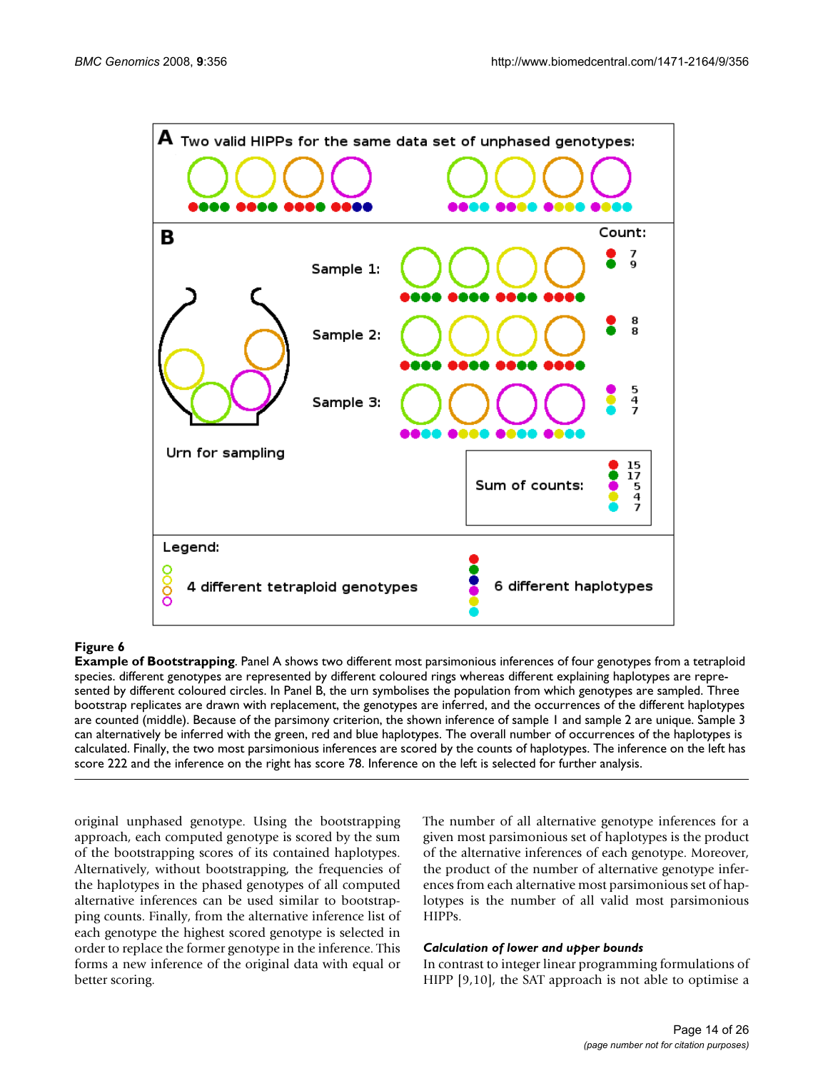**Figure 6**

**Example of Bootstrapping**. Panel A shows two different most parsimonious inferences of four genotypes from a tetraploid species. different genotypes are represented by different coloured rings whereas different explaining haplotypes are represented by different coloured circles. In Panel B, the urn symbolises the population from which genotypes are sampled. Three bootstrap replicates are drawn with replacement, the genotypes are inferred, and the occurrences of the different haplotypes are counted (middle). Because of the parsimony criterion, the shown inference of sample 1 and sample 2 are unique. Sample 3 can alternatively be inferred with the green, red and blue haplotypes. The overall number of occurrences of the haplotypes is calculated. Finally, the two most parsimonious inferences are scored by the counts of haplotypes. The inference on the left has score 222 and the inference on the right has score 78. Inference on the left is selected for further analysis.

original unphased genotype. Using the bootstrapping approach, each computed genotype is scored by the sum of the bootstrapping scores of its contained haplotypes. Alternatively, without bootstrapping, the frequencies of the haplotypes in the phased genotypes of all computed alternative inferences can be used similar to bootstrapping counts. Finally, from the alternative inference list of each genotype the highest scored genotype is selected in order to replace the former genotype in the inference. This forms a new inference of the original data with equal or better scoring.

The number of all alternative genotype inferences for a given most parsimonious set of haplotypes is the product of the alternative inferences of each genotype. Moreover, the product of the number of alternative genotype inferences from each alternative most parsimonious set of haplotypes is the number of all valid most parsimonious HIPPs.

#### *Calculation of lower and upper bounds*

In contrast to integer linear programming formulations of HIPP [9,10], the SAT approach is not able to optimise a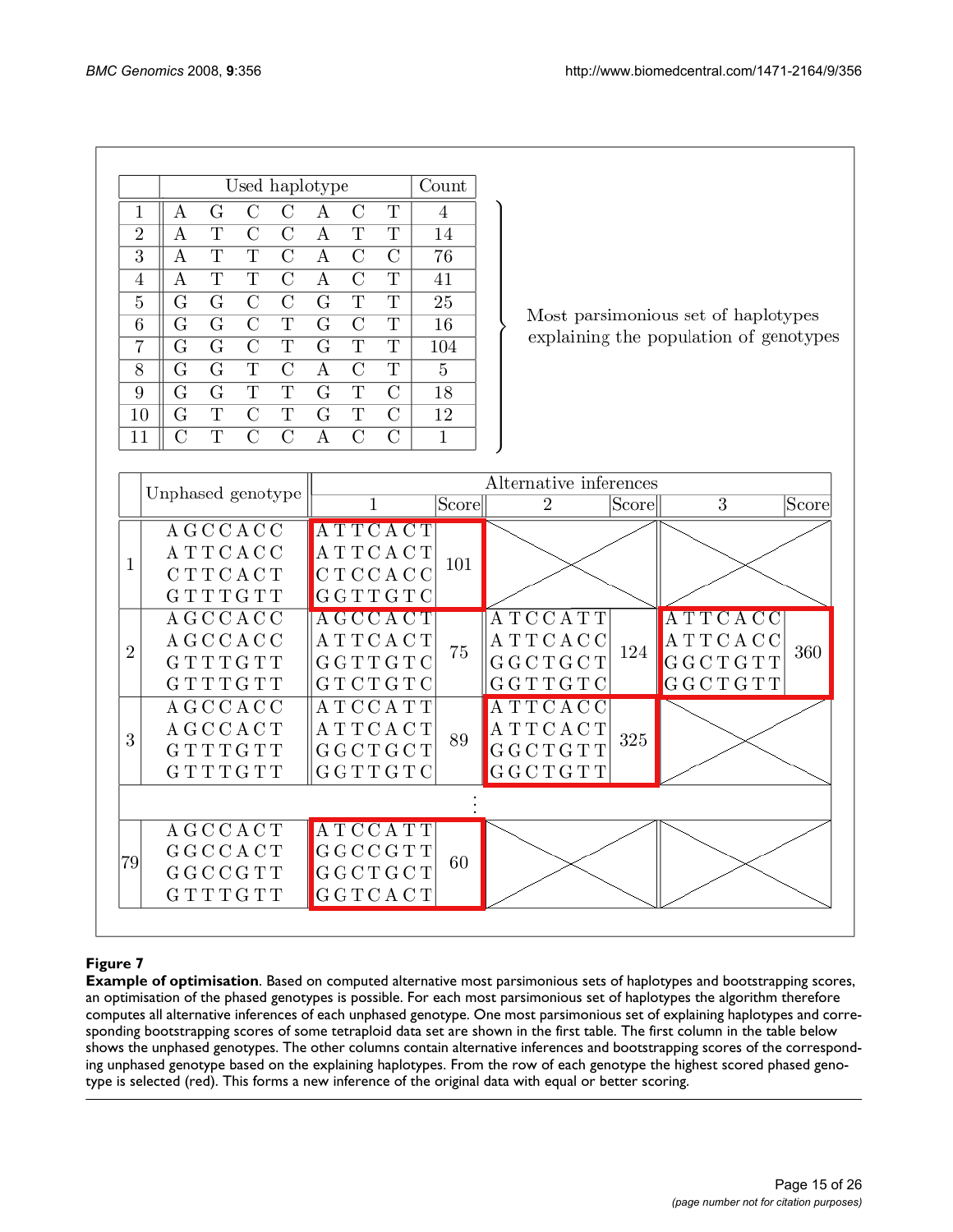| | Used haplotype | | | | | | | Count |
|---|---|---|---|---|---|---|---|---|
| 1 | A | G | C | C | A | C | T | 4 |
| 2 | A | T | C | C | A | T | T | 14 |
| 3 | A | T | T | C | A | C | C | 76 |
| 4 | A | T | T | C | A | C | T | 41 |
| 5 | G | G | C | C | G | T | T | 25 |
| 6 | G | G | C | T | G | C | T | 16 |
| 7 | G | G | C | T | G | T | T | 104 |
| 8 | G | G | T | C | A | C | T | 5 |
| 9 | G | G | T | T | G | T | C | 18 |
| 10 | G | T | C | T | G | T | C | 12 |
| 11 | C | T | C | C | A | C | C | 1 |

Most parsimonious set of haplotypes explaining the population of genotypes

| | Unphased genotype | Alternative inferences | | | | | |
|---|---|---|---|---|---|---|---|
| | | 1 | Score | 2 | Score | 3 | Score |
| 1 | AGCCACC<br>ATTCACC<br>CTTCACT<br>GTTTGTT | ATTCACT<br>ATTCACT<br>CTCCACC<br>GGTTGTC | 101 | | | | |
| 2 | AGCCACC<br>AGCCACC<br>GTTTGTT<br>GTTTGTT | AGCCACT<br>ATTCACT<br>GGTTGTC<br>GTCTGTC | 75 | ATCCATT<br>ATTCACC<br>GGCTGCT<br>GGTTGTC | 124 | ATTCACC<br>ATTCACC<br>GGCTGTT<br>GGCTGTT | 360 |
| 3 | AGCCACC<br>AGCCACT<br>GTTTGTT<br>GTTTGTT | ATCCATT<br>ATTCACT<br>GGCTGCT<br>GGTTGTC | 89 | ATTCACC<br>ATTCACT<br>GGCTGTT<br>GGCTGTT | 325 | | |
| ⋮ | | | | | | | |
| 79 | AGCCACT<br>GGCCACT<br>GGCCGTT<br>GTTTGTT | ATCCATT<br>GGCCGTT<br>GGCTGCT<br>GGTCACT | 60 | | | | |

**Figure 7**

**Example of optimisation**. Based on computed alternative most parsimonious sets of haplotypes and bootstrapping scores, an optimisation of the phased genotypes is possible. For each most parsimonious set of haplotypes the algorithm therefore computes all alternative inferences of each unphased genotype. One most parsimonious set of explaining haplotypes and corresponding bootstrapping scores of some tetraploid data set are shown in the first table. The first column in the table below shows the unphased genotypes. The other columns contain alternative inferences and bootstrapping scores of the corresponding unphased genotype based on the explaining haplotypes. From the row of each genotype the highest scored phased genotype is selected (red). This forms a new inference of the original data with equal or better scoring.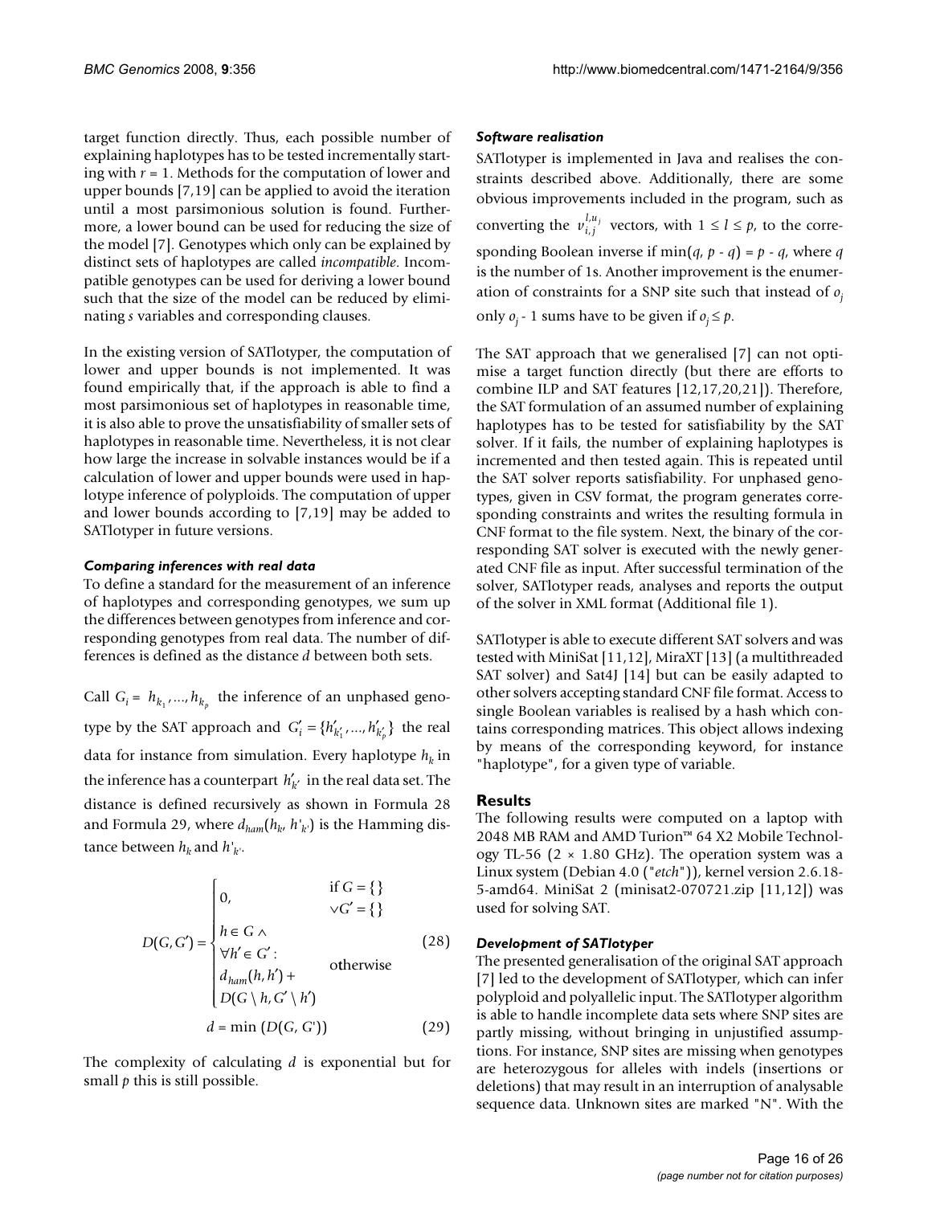target function directly. Thus, each possible number of explaining haplotypes has to be tested incrementally starting with $r = 1$. Methods for the computation of lower and upper bounds [7,19] can be applied to avoid the iteration until a most parsimonious solution is found. Furthermore, a lower bound can be used for reducing the size of the model [7]. Genotypes which only can be explained by distinct sets of haplotypes are called *incompatible*. Incompatible genotypes can be used for deriving a lower bound such that the size of the model can be reduced by eliminating $s$ variables and corresponding clauses.

In the existing version of SATlotyper, the computation of lower and upper bounds is not implemented. It was found empirically that, if the approach is able to find a most parsimonious set of haplotypes in reasonable time, it is also able to prove the unsatisfiability of smaller sets of haplotypes in reasonable time. Nevertheless, it is not clear how large the increase in solvable instances would be if a calculation of lower and upper bounds were used in haplotype inference of polyploids. The computation of upper and lower bounds according to [7,19] may be added to SATlotyper in future versions.

#### *Comparing inferences with real data*

To define a standard for the measurement of an inference of haplotypes and corresponding genotypes, we sum up the differences between genotypes from inference and corresponding genotypes from real data. The number of differences is defined as the distance $d$ between both sets.

Call $G_i = h_{k_1}, ..., h_{k_p}$ the inference of an unphased genotype by the SAT approach and $G_i' = \{h_{k_1'}', ..., h_{k_p'}'\}$ the real data for instance from simulation. Every haplotype $h_k$ in the inference has a counterpart $h_{k'}'$ in the real data set. The distance is defined recursively as shown in Formula 28 and Formula 29, where $d_{ham}(h_k, h'_{k'})$ is the Hamming distance between $h_k$ and $h'_{k'}$.

$$D(G, G') = \begin{cases} 0, & \text{if } G = \{\} \vee G' = \{\} \\ h \in G \wedge \forall h' \in G' : d_{ham}(h, h') + D(G \setminus h, G' \setminus h') & \text{otherwise} \end{cases} \quad (28)$$

$$d = \min\ (D(G, G')) \quad (29)$$

The complexity of calculating $d$ is exponential but for small $p$ this is still possible.

#### *Software realisation*

SATlotyper is implemented in Java and realises the constraints described above. Additionally, there are some obvious improvements included in the program, such as converting the $v_{i,j}^{l,u_j}$ vectors, with $1 \leq l \leq p$, to the corresponding Boolean inverse if $\min(q, p - q) = p - q$, where $q$ is the number of 1s. Another improvement is the enumeration of constraints for a SNP site such that instead of $o_j$ only $o_j - 1$ sums have to be given if $o_j \leq p$.

The SAT approach that we generalised [7] can not optimise a target function directly (but there are efforts to combine ILP and SAT features [12,17,20,21]). Therefore, the SAT formulation of an assumed number of explaining haplotypes has to be tested for satisfiability by the SAT solver. If it fails, the number of explaining haplotypes is incremented and then tested again. This is repeated until the SAT solver reports satisfiability. For unphased genotypes, given in CSV format, the program generates corresponding constraints and writes the resulting formula in CNF format to the file system. Next, the binary of the corresponding SAT solver is executed with the newly generated CNF file as input. After successful termination of the solver, SATlotyper reads, analyses and reports the output of the solver in XML format (Additional file 1).

SATlotyper is able to execute different SAT solvers and was tested with MiniSat [11,12], MiraXT [13] (a multithreaded SAT solver) and Sat4J [14] but can be easily adapted to other solvers accepting standard CNF file format. Access to single Boolean variables is realised by a hash which contains corresponding matrices. This object allows indexing by means of the corresponding keyword, for instance "haplotype", for a given type of variable.

## Results

The following results were computed on a laptop with 2048 MB RAM and AMD Turion™ 64 X2 Mobile Technology TL-56 (2 × 1.80 GHz). The operation system was a Linux system (Debian 4.0 ("*etch*")), kernel version 2.6.18-5-amd64. MiniSat 2 (minisat2-070721.zip [11,12]) was used for solving SAT.

#### *Development of SATlotyper*

The presented generalisation of the original SAT approach [7] led to the development of SATlotyper, which can infer polyploid and polyallelic input. The SATlotyper algorithm is able to handle incomplete data sets where SNP sites are partly missing, without bringing in unjustified assumptions. For instance, SNP sites are missing when genotypes are heterozygous for alleles with indels (insertions or deletions) that may result in an interruption of analysable sequence data. Unknown sites are marked "N". With the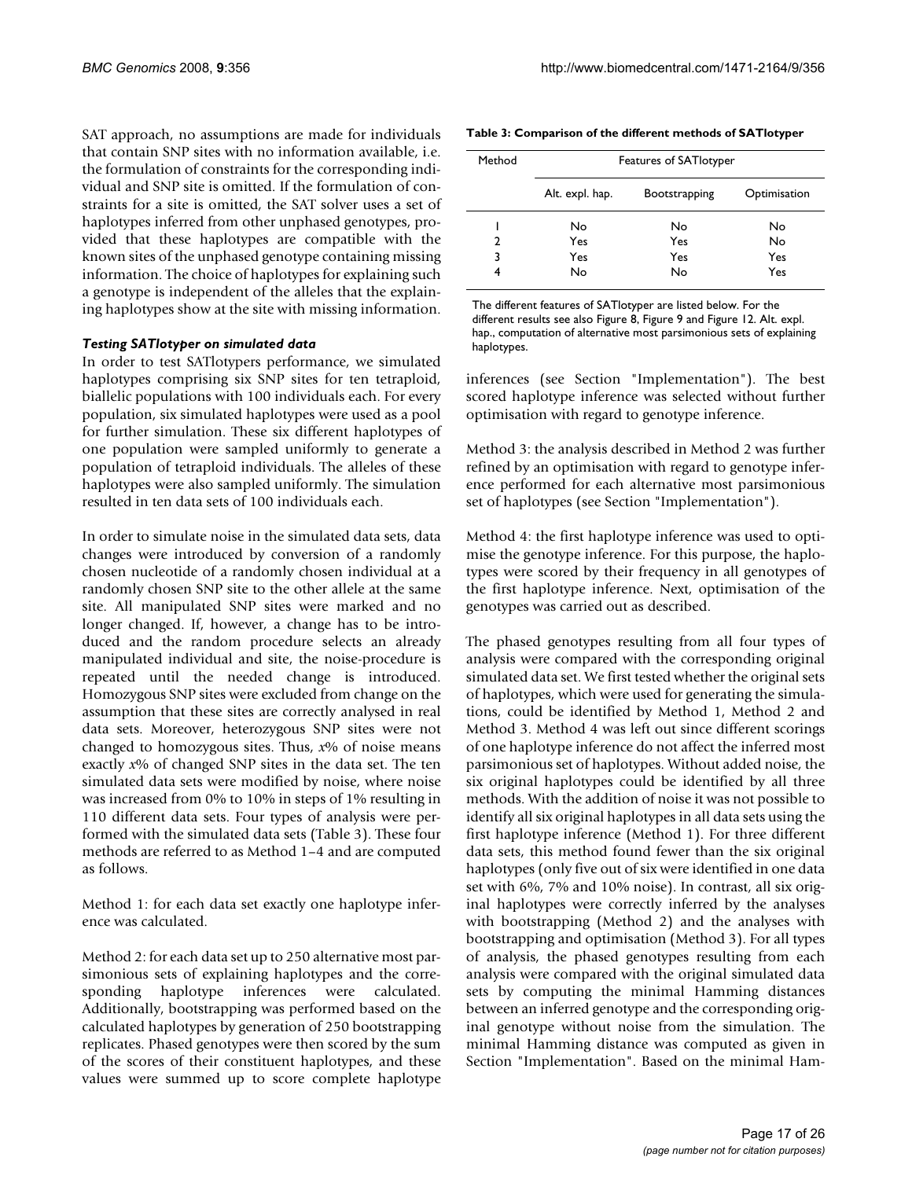SAT approach, no assumptions are made for individuals that contain SNP sites with no information available, i.e. the formulation of constraints for the corresponding individual and SNP site is omitted. If the formulation of constraints for a site is omitted, the SAT solver uses a set of haplotypes inferred from other unphased genotypes, provided that these haplotypes are compatible with the known sites of the unphased genotype containing missing information. The choice of haplotypes for explaining such a genotype is independent of the alleles that the explaining haplotypes show at the site with missing information.

### *Testing SATlotyper on simulated data*

In order to test SATlotypers performance, we simulated haplotypes comprising six SNP sites for ten tetraploid, biallelic populations with 100 individuals each. For every population, six simulated haplotypes were used as a pool for further simulation. These six different haplotypes of one population were sampled uniformly to generate a population of tetraploid individuals. The alleles of these haplotypes were also sampled uniformly. The simulation resulted in ten data sets of 100 individuals each.

In order to simulate noise in the simulated data sets, data changes were introduced by conversion of a randomly chosen nucleotide of a randomly chosen individual at a randomly chosen SNP site to the other allele at the same site. All manipulated SNP sites were marked and no longer changed. If, however, a change has to be introduced and the random procedure selects an already manipulated individual and site, the noise-procedure is repeated until the needed change is introduced. Homozygous SNP sites were excluded from change on the assumption that these sites are correctly analysed in real data sets. Moreover, heterozygous SNP sites were not changed to homozygous sites. Thus, $x$% of noise means exactly $x$% of changed SNP sites in the data set. The ten simulated data sets were modified by noise, where noise was increased from 0% to 10% in steps of 1% resulting in 110 different data sets. Four types of analysis were performed with the simulated data sets (Table 3). These four methods are referred to as Method 1–4 and are computed as follows.

Method 1: for each data set exactly one haplotype inference was calculated.

Method 2: for each data set up to 250 alternative most parsimonious sets of explaining haplotypes and the corresponding haplotype inferences were calculated. Additionally, bootstrapping was performed based on the calculated haplotypes by generation of 250 bootstrapping replicates. Phased genotypes were then scored by the sum of the scores of their constituent haplotypes, and these values were summed up to score complete haplotype inferences (see Section "Implementation"). The best scored haplotype inference was selected without further optimisation with regard to genotype inference.

**Table 3: Comparison of the different methods of SATlotyper**

| Method | Features of SATlotyper | | |
|---|---|---|---|
| | Alt. expl. hap. | Bootstrapping | Optimisation |
| 1 | No | No | No |
| 2 | Yes | Yes | No |
| 3 | Yes | Yes | Yes |
| 4 | No | No | Yes |

The different features of SATlotyper are listed below. For the different results see also Figure 8, Figure 9 and Figure 12. Alt. expl. hap., computation of alternative most parsimonious sets of explaining haplotypes.

Method 3: the analysis described in Method 2 was further refined by an optimisation with regard to genotype inference performed for each alternative most parsimonious set of haplotypes (see Section "Implementation").

Method 4: the first haplotype inference was used to optimise the genotype inference. For this purpose, the haplotypes were scored by their frequency in all genotypes of the first haplotype inference. Next, optimisation of the genotypes was carried out as described.

The phased genotypes resulting from all four types of analysis were compared with the corresponding original simulated data set. We first tested whether the original sets of haplotypes, which were used for generating the simulations, could be identified by Method 1, Method 2 and Method 3. Method 4 was left out since different scorings of one haplotype inference do not affect the inferred most parsimonious set of haplotypes. Without added noise, the six original haplotypes could be identified by all three methods. With the addition of noise it was not possible to identify all six original haplotypes in all data sets using the first haplotype inference (Method 1). For three different data sets, this method found fewer than the six original haplotypes (only five out of six were identified in one data set with 6%, 7% and 10% noise). In contrast, all six original haplotypes were correctly inferred by the analyses with bootstrapping (Method 2) and the analyses with bootstrapping and optimisation (Method 3). For all types of analysis, the phased genotypes resulting from each analysis were compared with the original simulated data sets by computing the minimal Hamming distances between an inferred genotype and the corresponding original genotype without noise from the simulation. The minimal Hamming distance was computed as given in Section "Implementation". Based on the minimal Ham-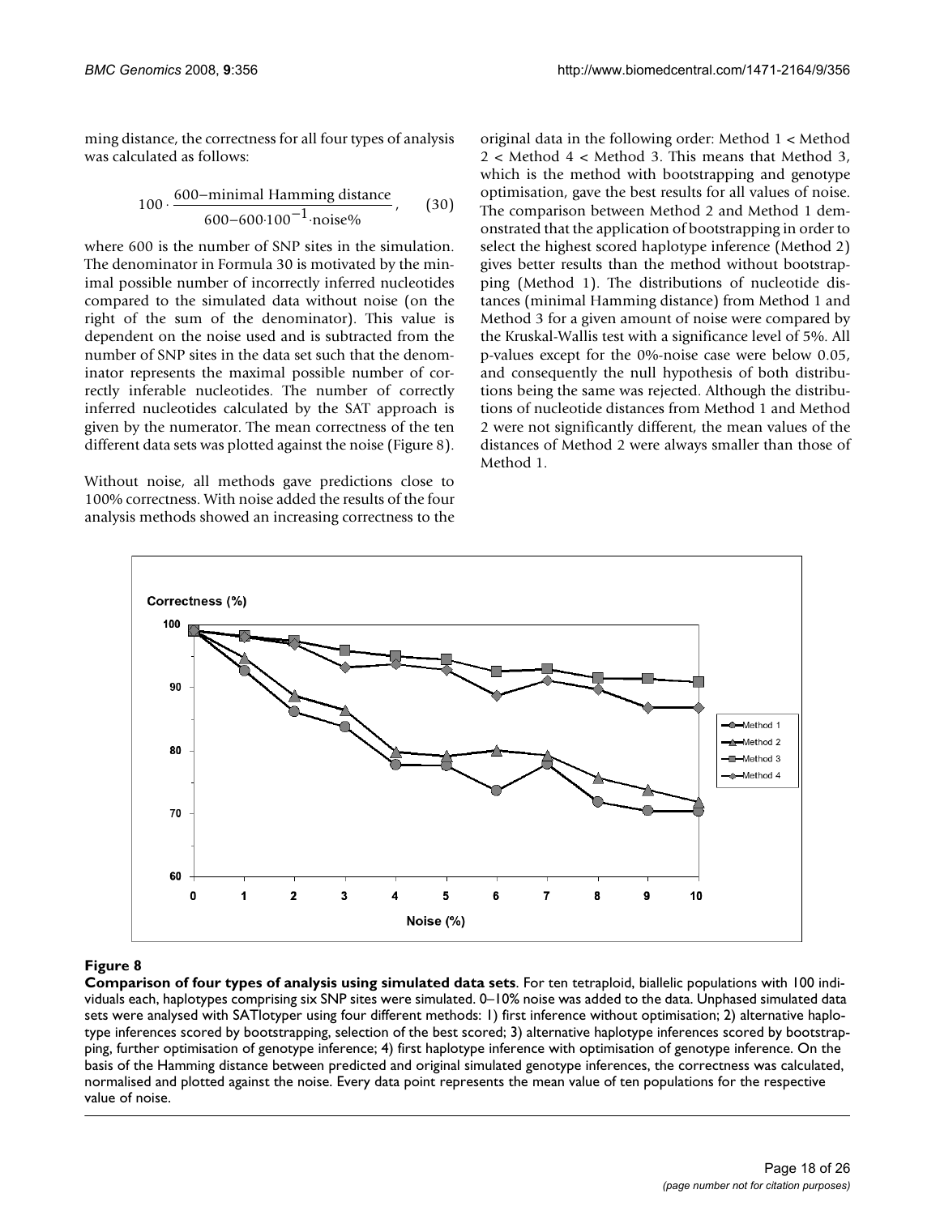ming distance, the correctness for all four types of analysis was calculated as follows:

$$100 \cdot \frac{600 - \text{minimal Hamming distance}}{600 - 600 \cdot 100^{-1} \cdot \text{noise\%}}, \quad (30)$$

where 600 is the number of SNP sites in the simulation. The denominator in Formula 30 is motivated by the minimal possible number of incorrectly inferred nucleotides compared to the simulated data without noise (on the right of the sum of the denominator). This value is dependent on the noise used and is subtracted from the number of SNP sites in the data set such that the denominator represents the maximal possible number of correctly inferable nucleotides. The number of correctly inferred nucleotides calculated by the SAT approach is given by the numerator. The mean correctness of the ten different data sets was plotted against the noise (Figure 8).

Without noise, all methods gave predictions close to 100% correctness. With noise added the results of the four analysis methods showed an increasing correctness to the original data in the following order: Method 1 < Method 2 < Method 4 < Method 3. This means that Method 3, which is the method with bootstrapping and genotype optimisation, gave the best results for all values of noise. The comparison between Method 2 and Method 1 demonstrated that the application of bootstrapping in order to select the highest scored haplotype inference (Method 2) gives better results than the method without bootstrapping (Method 1). The distributions of nucleotide distances (minimal Hamming distance) from Method 1 and Method 3 for a given amount of noise were compared by the Kruskal-Wallis test with a significance level of 5%. All p-values except for the 0%-noise case were below 0.05, and consequently the null hypothesis of both distributions being the same was rejected. Although the distributions of nucleotide distances from Method 1 and Method 2 were not significantly different, the mean values of the distances of Method 2 were always smaller than those of Method 1.

**Figure 8**

**Comparison of four types of analysis using simulated data sets**. For ten tetraploid, biallelic populations with 100 individuals each, haplotypes comprising six SNP sites were simulated. 0–10% noise was added to the data. Unphased simulated data sets were analysed with SATlotyper using four different methods: 1) first inference without optimisation; 2) alternative haplotype inferences scored by bootstrapping, selection of the best scored; 3) alternative haplotype inferences scored by bootstrapping, further optimisation of genotype inference; 4) first haplotype inference with optimisation of genotype inference. On the basis of the Hamming distance between predicted and original simulated genotype inferences, the correctness was calculated, normalised and plotted against the noise. Every data point represents the mean value of ten populations for the respective value of noise.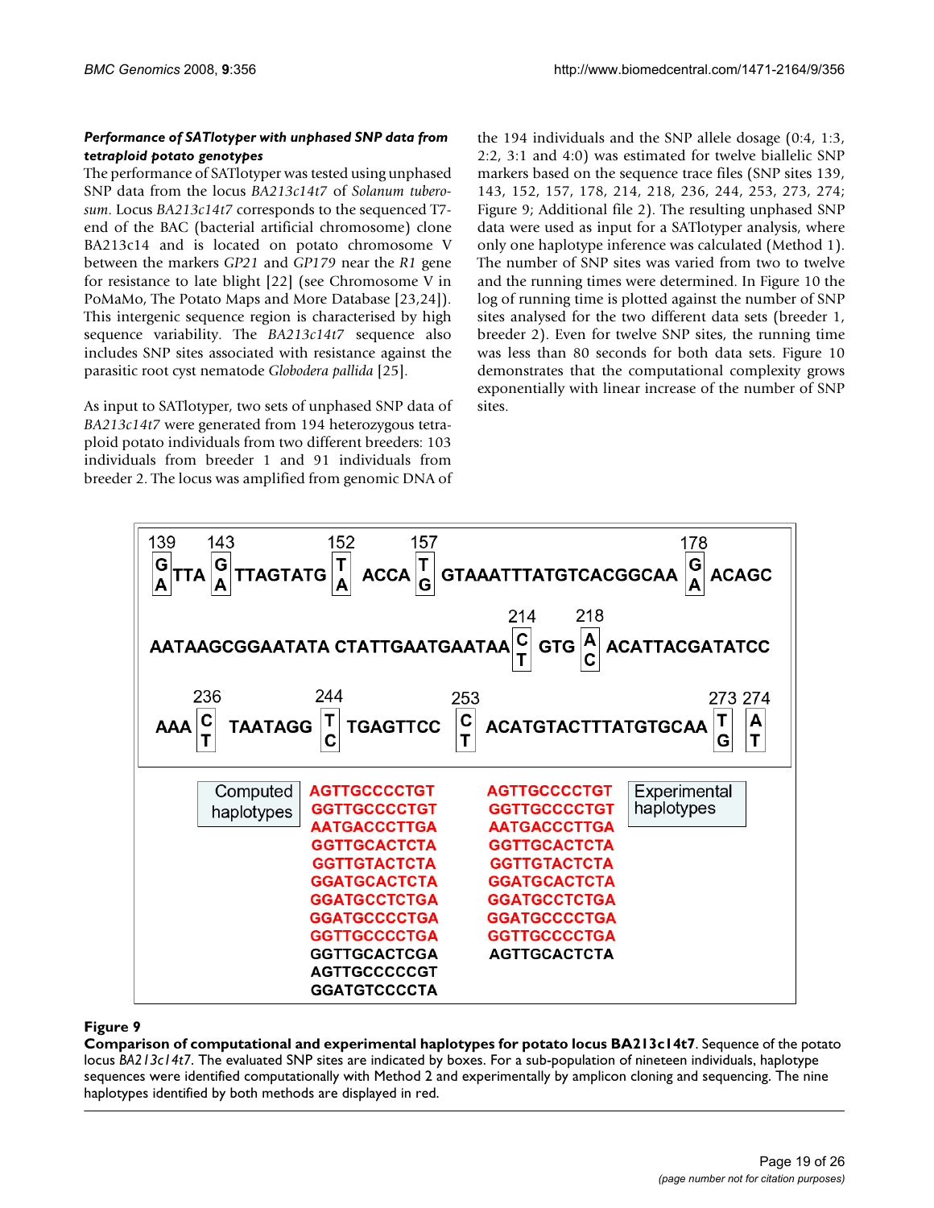### *Performance of SATlotyper with unphased SNP data from tetraploid potato genotypes*

The performance of SATlotyper was tested using unphased SNP data from the locus *BA213c14t7* of *Solanum tuberosum*. Locus *BA213c14t7* corresponds to the sequenced T7-end of the BAC (bacterial artificial chromosome) clone BA213c14 and is located on potato chromosome V between the markers *GP21* and *GP179* near the *R1* gene for resistance to late blight [22] (see Chromosome V in PoMaMo, The Potato Maps and More Database [23,24]). This intergenic sequence region is characterised by high sequence variability. The *BA213c14t7* sequence also includes SNP sites associated with resistance against the parasitic root cyst nematode *Globodera pallida* [25].

As input to SATlotyper, two sets of unphased SNP data of *BA213c14t7* were generated from 194 heterozygous tetraploid potato individuals from two different breeders: 103 individuals from breeder 1 and 91 individuals from breeder 2. The locus was amplified from genomic DNA of the 194 individuals and the SNP allele dosage (0:4, 1:3, 2:2, 3:1 and 4:0) was estimated for twelve biallelic SNP markers based on the sequence trace files (SNP sites 139, 143, 152, 157, 178, 214, 218, 236, 244, 253, 273, 274; Figure 9; Additional file 2). The resulting unphased SNP data were used as input for a SATlotyper analysis, where only one haplotype inference was calculated (Method 1). The number of SNP sites was varied from two to twelve and the running times were determined. In Figure 10 the log of running time is plotted against the number of SNP sites analysed for the two different data sets (breeder 1, breeder 2). Even for twelve SNP sites, the running time was less than 80 seconds for both data sets. Figure 10 demonstrates that the computational complexity grows exponentially with linear increase of the number of SNP sites.

139 [G/A] TTA 143 [G/A] TTAGTATG 152 [T/A] ACCA 157 [T/G] GTAAATTTATGTCACGGCAA 178 [G/A] ACAGC
AATAAGCGGAATATA CTATTGAATGAATAA 214 [C/T] GTG 218 [A/C] ACATTACGATATCC
AAA 236 [C/T] TAATAGG 244 [T/C] TGAGTTCC 253 [C/T] ACATGTACTTTATGTGCAA 273 [T/G] 274 [A/T]

| Computed haplotypes | Experimental haplotypes |
|---|---|
| AGTTGCCCCTGT | AGTTGCCCCTGT |
| GGTTGCCCCTGT | GGTTGCCCCTGT |
| AATGACCCTTGA | AATGACCCTTGA |
| GGTTGCACTCTA | GGTTGCACTCTA |
| GGTTGTACTCTA | GGTTGTACTCTA |
| GGATGCACTCTA | GGATGCACTCTA |
| GGATGCCTCTGA | GGATGCCTCTGA |
| GGATGCCCCTGA | GGATGCCCCTGA |
| GGTTGCCCCTGA | GGTTGCCCCTGA |
| GGTTGCACTCGA | AGTTGCACTCTA |
| AGTTGCCCCCGT | |
| GGATGTCCCCTA | |

**Figure 9**

**Comparison of computational and experimental haplotypes for potato locus BA213c14t7**. Sequence of the potato locus *BA213c14t7*. The evaluated SNP sites are indicated by boxes. For a sub-population of nineteen individuals, haplotype sequences were identified computationally with Method 2 and experimentally by amplicon cloning and sequencing. The nine haplotypes identified by both methods are displayed in red.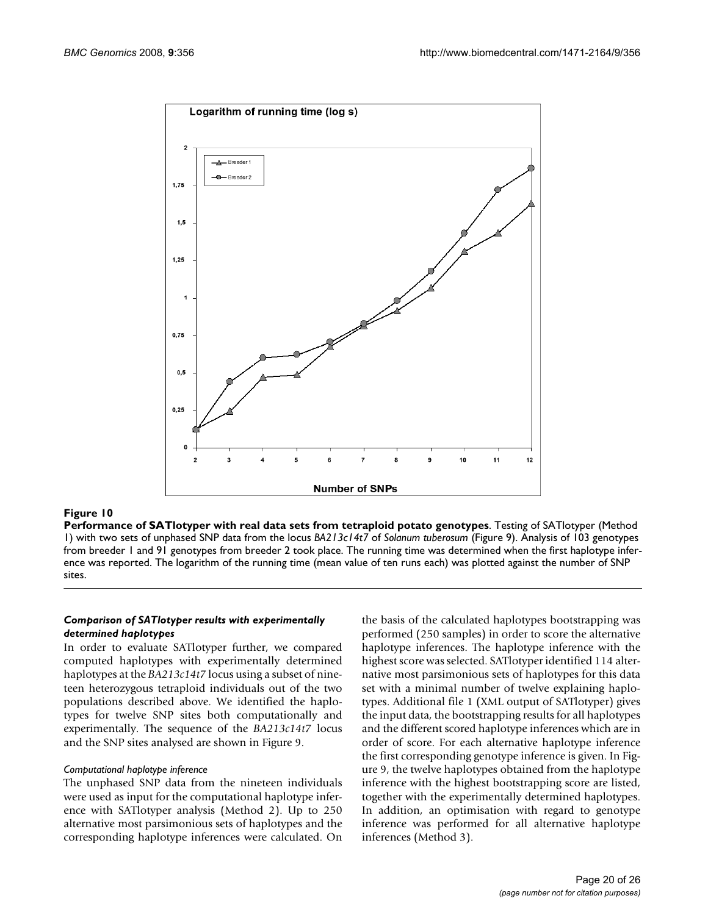**Figure 10**

**Performance of SATlotyper with real data sets from tetraploid potato genotypes**. Testing of SATlotyper (Method 1) with two sets of unphased SNP data from the locus *BA213c14t7* of *Solanum tuberosum* (Figure 9). Analysis of 103 genotypes from breeder 1 and 91 genotypes from breeder 2 took place. The running time was determined when the first haplotype inference was reported. The logarithm of the running time (mean value of ten runs each) was plotted against the number of SNP sites.

### *Comparison of SATlotyper results with experimentally determined haplotypes*

In order to evaluate SATlotyper further, we compared computed haplotypes with experimentally determined haplotypes at the *BA213c14t7* locus using a subset of nineteen heterozygous tetraploid individuals out of the two populations described above. We identified the haplotypes for twelve SNP sites both computationally and experimentally. The sequence of the *BA213c14t7* locus and the SNP sites analysed are shown in Figure 9.

#### *Computational haplotype inference*

The unphased SNP data from the nineteen individuals were used as input for the computational haplotype inference with SATlotyper analysis (Method 2). Up to 250 alternative most parsimonious sets of haplotypes and the corresponding haplotype inferences were calculated. On the basis of the calculated haplotypes bootstrapping was performed (250 samples) in order to score the alternative haplotype inferences. The haplotype inference with the highest score was selected. SATlotyper identified 114 alternative most parsimonious sets of haplotypes for this data set with a minimal number of twelve explaining haplotypes. Additional file 1 (XML output of SATlotyper) gives the input data, the bootstrapping results for all haplotypes and the different scored haplotype inferences which are in order of score. For each alternative haplotype inference the first corresponding genotype inference is given. In Figure 9, the twelve haplotypes obtained from the haplotype inference with the highest bootstrapping score are listed, together with the experimentally determined haplotypes. In addition, an optimisation with regard to genotype inference was performed for all alternative haplotype inferences (Method 3).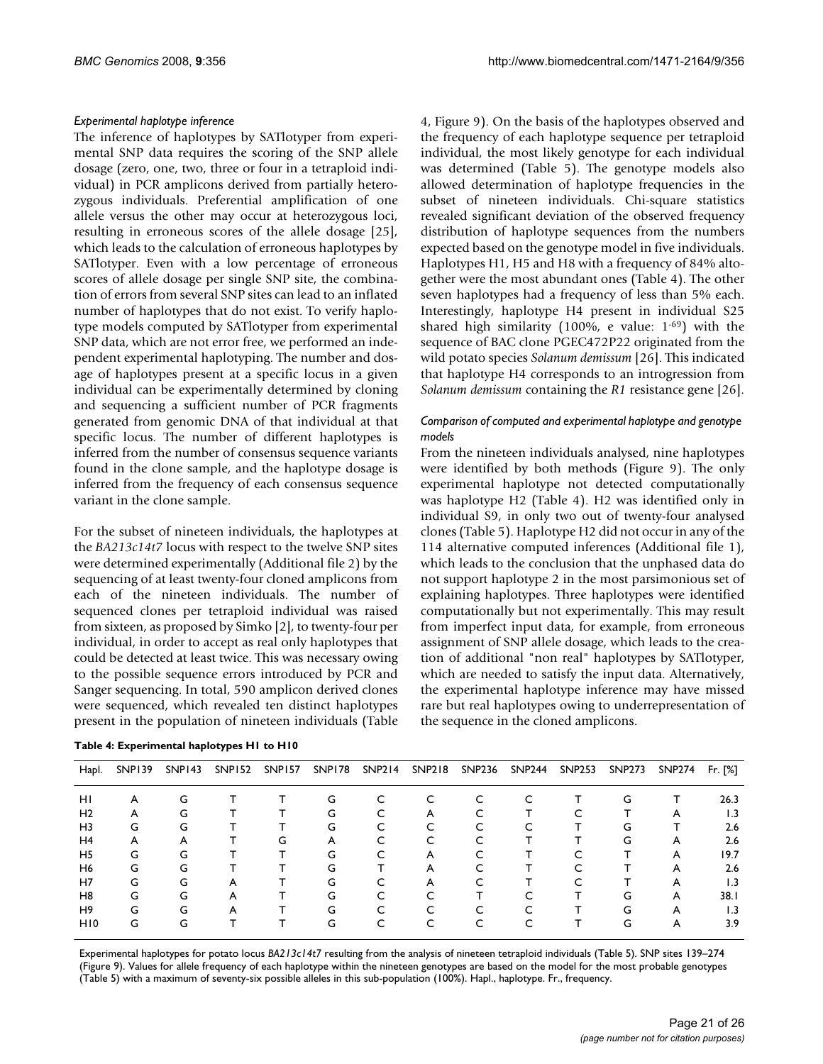### *Experimental haplotype inference*

The inference of haplotypes by SATlotyper from experimental SNP data requires the scoring of the SNP allele dosage (zero, one, two, three or four in a tetraploid individual) in PCR amplicons derived from partially heterozygous individuals. Preferential amplification of one allele versus the other may occur at heterozygous loci, resulting in erroneous scores of the allele dosage [25], which leads to the calculation of erroneous haplotypes by SATlotyper. Even with a low percentage of erroneous scores of allele dosage per single SNP site, the combination of errors from several SNP sites can lead to an inflated number of haplotypes that do not exist. To verify haplotype models computed by SATlotyper from experimental SNP data, which are not error free, we performed an independent experimental haplotyping. The number and dosage of haplotypes present at a specific locus in a given individual can be experimentally determined by cloning and sequencing a sufficient number of PCR fragments generated from genomic DNA of that individual at that specific locus. The number of different haplotypes is inferred from the number of consensus sequence variants found in the clone sample, and the haplotype dosage is inferred from the frequency of each consensus sequence variant in the clone sample.

For the subset of nineteen individuals, the haplotypes at the *BA213c14t7* locus with respect to the twelve SNP sites were determined experimentally (Additional file 2) by the sequencing of at least twenty-four cloned amplicons from each of the nineteen individuals. The number of sequenced clones per tetraploid individual was raised from sixteen, as proposed by Simko [2], to twenty-four per individual, in order to accept as real only haplotypes that could be detected at least twice. This was necessary owing to the possible sequence errors introduced by PCR and Sanger sequencing. In total, 590 amplicon derived clones were sequenced, which revealed ten distinct haplotypes present in the population of nineteen individuals (Table 4, Figure 9). On the basis of the haplotypes observed and the frequency of each haplotype sequence per tetraploid individual, the most likely genotype for each individual was determined (Table 5). The genotype models also allowed determination of haplotype frequencies in the subset of nineteen individuals. Chi-square statistics revealed significant deviation of the observed frequency distribution of haplotype sequences from the numbers expected based on the genotype model in five individuals. Haplotypes H1, H5 and H8 with a frequency of 84% altogether were the most abundant ones (Table 4). The other seven haplotypes had a frequency of less than 5% each. Interestingly, haplotype H4 present in individual S25 shared high similarity (100%, e value: $1^{-69}$) with the sequence of BAC clone PGEC472P22 originated from the wild potato species *Solanum demissum* [26]. This indicated that haplotype H4 corresponds to an introgression from *Solanum demissum* containing the *R1* resistance gene [26].

### *Comparison of computed and experimental haplotype and genotype models*

From the nineteen individuals analysed, nine haplotypes were identified by both methods (Figure 9). The only experimental haplotype not detected computationally was haplotype H2 (Table 4). H2 was identified only in individual S9, in only two out of twenty-four analysed clones (Table 5). Haplotype H2 did not occur in any of the 114 alternative computed inferences (Additional file 1), which leads to the conclusion that the unphased data do not support haplotype 2 in the most parsimonious set of explaining haplotypes. Three haplotypes were identified computationally but not experimentally. This may result from imperfect input data, for example, from erroneous assignment of SNP allele dosage, which leads to the creation of additional "non real" haplotypes by SATlotyper, which are needed to satisfy the input data. Alternatively, the experimental haplotype inference may have missed rare but real haplotypes owing to underrepresentation of the sequence in the cloned amplicons.

**Table 4: Experimental haplotypes H1 to H10**

| Hapl. | SNP139 | SNP143 | SNP152 | SNP157 | SNP178 | SNP214 | SNP218 | SNP236 | SNP244 | SNP253 | SNP273 | SNP274 | Fr. [%] |
|---|---|---|---|---|---|---|---|---|---|---|---|---|---|
| H1 | A | G | T | T | G | C | C | C | C | T | G | T | 26.3 |
| H2 | A | G | T | T | G | C | A | C | T | C | T | A | 1.3 |
| H3 | G | G | T | T | G | C | C | C | C | T | G | T | 2.6 |
| H4 | A | A | T | G | A | C | C | C | T | T | G | A | 2.6 |
| H5 | G | G | T | T | G | C | A | C | T | C | T | A | 19.7 |
| H6 | G | G | T | T | G | T | A | C | T | C | T | A | 2.6 |
| H7 | G | G | A | T | G | C | A | C | T | C | T | A | 1.3 |
| H8 | G | G | A | T | G | C | C | T | C | T | G | A | 38.1 |
| H9 | G | G | A | T | G | C | C | C | C | T | G | A | 1.3 |
| H10 | G | G | T | T | G | C | C | C | C | T | G | A | 3.9 |

Experimental haplotypes for potato locus *BA213c14t7* resulting from the analysis of nineteen tetraploid individuals (Table 5). SNP sites 139–274 (Figure 9). Values for allele frequency of each haplotype within the nineteen genotypes are based on the model for the most probable genotypes (Table 5) with a maximum of seventy-six possible alleles in this sub-population (100%). Hapl., haplotype. Fr., frequency.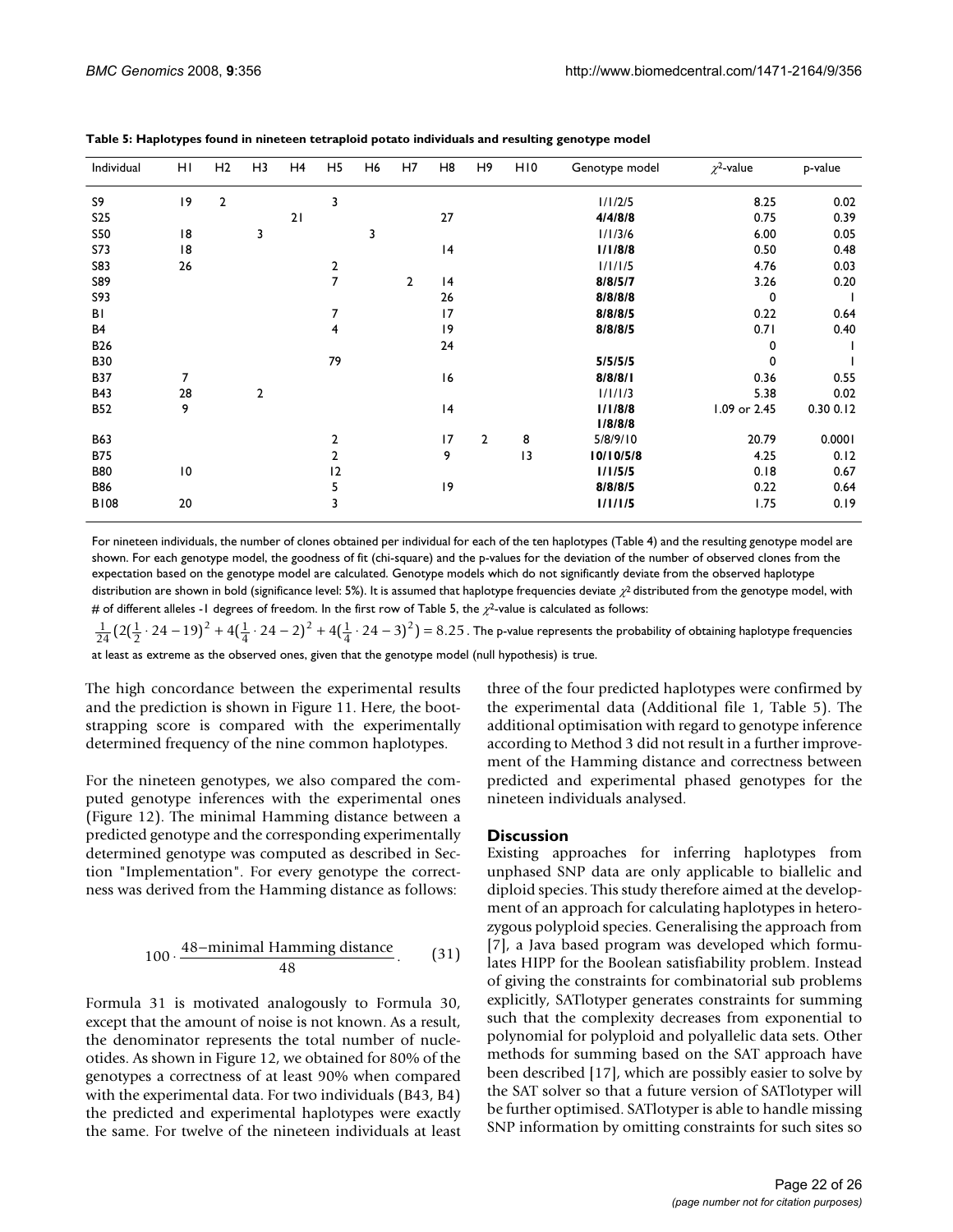**Table 5: Haplotypes found in nineteen tetraploid potato individuals and resulting genotype model**

| Individual | H1 | H2 | H3 | H4 | H5 | H6 | H7 | H8 | H9 | H10 | Genotype model | $\chi^2$-value | p-value |
|---|---|---|---|---|---|---|---|---|---|---|---|---|---|
| S9 | 19 | 2 | | | 3 | | | | | | 1/1/2/5 | 8.25 | 0.02 |
| S25 | | | | 21 | | | | 27 | | | **4/4/8/8** | 0.75 | 0.39 |
| S50 | 18 | | 3 | | | 3 | | | | | 1/1/3/6 | 6.00 | 0.05 |
| S73 | 18 | | | | | | | 14 | | | **1/1/8/8** | 0.50 | 0.48 |
| S83 | 26 | | | | 2 | | | | | | 1/1/1/5 | 4.76 | 0.03 |
| S89 | | | | | 7 | | 2 | 14 | | | **8/8/5/7** | 3.26 | 0.20 |
| S93 | | | | | | | | 26 | | | **8/8/8/8** | 0 | 1 |
| B1 | | | | | 7 | | | 17 | | | **8/8/8/5** | 0.22 | 0.64 |
| B4 | | | | | 4 | | | 19 | | | **8/8/8/5** | 0.71 | 0.40 |
| B26 | | | | | | | | 24 | | | | 0 | 1 |
| B30 | | | | | 79 | | | | | | **5/5/5/5** | 0 | 1 |
| B37 | 7 | | | | | | | 16 | | | **8/8/8/1** | 0.36 | 0.55 |
| B43 | 28 | | 2 | | | | | | | | 1/1/1/3 | 5.38 | 0.02 |
| B52 | 9 | | | | | | | 14 | | | **1/1/8/8** **1/8/8/8** | 1.09 or 2.45 | 0.30 0.12 |
| B63 | | | | | 2 | | | 17 | 2 | 8 | 5/8/9/10 | 20.79 | 0.0001 |
| B75 | | | | | 2 | | | 9 | | 13 | **10/10/5/8** | 4.25 | 0.12 |
| B80 | 10 | | | | 12 | | | | | | **1/1/5/5** | 0.18 | 0.67 |
| B86 | | | | | 5 | | | 19 | | | **8/8/8/5** | 0.22 | 0.64 |
| B108 | 20 | | | | 3 | | | | | | **1/1/1/5** | 1.75 | 0.19 |

For nineteen individuals, the number of clones obtained per individual for each of the ten haplotypes (Table 4) and the resulting genotype model are shown. For each genotype model, the goodness of fit (chi-square) and the p-values for the deviation of the number of observed clones from the expectation based on the genotype model are calculated. Genotype models which do not significantly deviate from the observed haplotype distribution are shown in bold (significance level: 5%). It is assumed that haplotype frequencies deviate $\chi^2$ distributed from the genotype model, with # of different alleles -1 degrees of freedom. In the first row of Table 5, the $\chi^2$-value is calculated as follows: $\frac{1}{24}(2(\frac{1}{2}\cdot 24-19)^2+4(\frac{1}{4}\cdot 24-2)^2+4(\frac{1}{4}\cdot 24-3)^2)=8.25$. The p-value represents the probability of obtaining haplotype frequencies at least as extreme as the observed ones, given that the genotype model (null hypothesis) is true.

The high concordance between the experimental results and the prediction is shown in Figure 11. Here, the bootstrapping score is compared with the experimentally determined frequency of the nine common haplotypes.

For the nineteen genotypes, we also compared the computed genotype inferences with the experimental ones (Figure 12). The minimal Hamming distance between a predicted genotype and the corresponding experimentally determined genotype was computed as described in Section "Implementation". For every genotype the correctness was derived from the Hamming distance as follows:

$$100\cdot\frac{48-\text{minimal Hamming distance}}{48}. \qquad (31)$$

Formula 31 is motivated analogously to Formula 30, except that the amount of noise is not known. As a result, the denominator represents the total number of nucleotides. As shown in Figure 12, we obtained for 80% of the genotypes a correctness of at least 90% when compared with the experimental data. For two individuals (B43, B4) the predicted and experimental haplotypes were exactly the same. For twelve of the nineteen individuals at least three of the four predicted haplotypes were confirmed by the experimental data (Additional file 1, Table 5). The additional optimisation with regard to genotype inference according to Method 3 did not result in a further improvement of the Hamming distance and correctness between predicted and experimental phased genotypes for the nineteen individuals analysed.

## Discussion

Existing approaches for inferring haplotypes from unphased SNP data are only applicable to biallelic and diploid species. This study therefore aimed at the development of an approach for calculating haplotypes in heterozygous polyploid species. Generalising the approach from [7], a Java based program was developed which formulates HIPP for the Boolean satisfiability problem. Instead of giving the constraints for combinatorial sub problems explicitly, SATlotyper generates constraints for summing such that the complexity decreases from exponential to polynomial for polyploid and polyallelic data sets. Other methods for summing based on the SAT approach have been described [17], which are possibly easier to solve by the SAT solver so that a future version of SATlotyper will be further optimised. SATlotyper is able to handle missing SNP information by omitting constraints for such sites so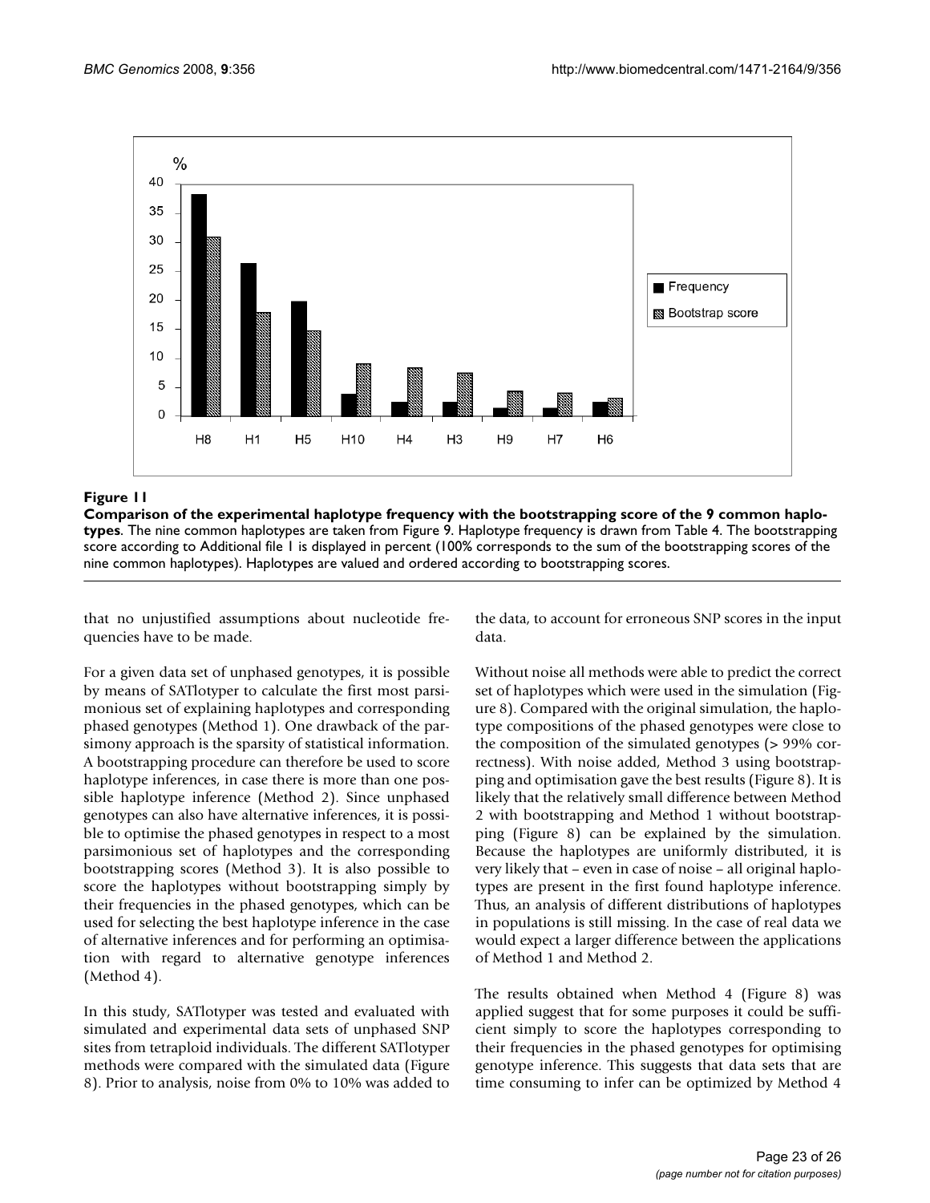**Figure 11**

**Comparison of the experimental haplotype frequency with the bootstrapping score of the 9 common haplotypes**. The nine common haplotypes are taken from Figure 9. Haplotype frequency is drawn from Table 4. The bootstrapping score according to Additional file 1 is displayed in percent (100% corresponds to the sum of the bootstrapping scores of the nine common haplotypes). Haplotypes are valued and ordered according to bootstrapping scores.

that no unjustified assumptions about nucleotide frequencies have to be made.

For a given data set of unphased genotypes, it is possible by means of SATlotyper to calculate the first most parsimonious set of explaining haplotypes and corresponding phased genotypes (Method 1). One drawback of the parsimony approach is the sparsity of statistical information. A bootstrapping procedure can therefore be used to score haplotype inferences, in case there is more than one possible haplotype inference (Method 2). Since unphased genotypes can also have alternative inferences, it is possible to optimise the phased genotypes in respect to a most parsimonious set of haplotypes and the corresponding bootstrapping scores (Method 3). It is also possible to score the haplotypes without bootstrapping simply by their frequencies in the phased genotypes, which can be used for selecting the best haplotype inference in the case of alternative inferences and for performing an optimisation with regard to alternative genotype inferences (Method 4).

In this study, SATlotyper was tested and evaluated with simulated and experimental data sets of unphased SNP sites from tetraploid individuals. The different SATlotyper methods were compared with the simulated data (Figure 8). Prior to analysis, noise from 0% to 10% was added to the data, to account for erroneous SNP scores in the input data.

Without noise all methods were able to predict the correct set of haplotypes which were used in the simulation (Figure 8). Compared with the original simulation, the haplotype compositions of the phased genotypes were close to the composition of the simulated genotypes (> 99% correctness). With noise added, Method 3 using bootstrapping and optimisation gave the best results (Figure 8). It is likely that the relatively small difference between Method 2 with bootstrapping and Method 1 without bootstrapping (Figure 8) can be explained by the simulation. Because the haplotypes are uniformly distributed, it is very likely that – even in case of noise – all original haplotypes are present in the first found haplotype inference. Thus, an analysis of different distributions of haplotypes in populations is still missing. In the case of real data we would expect a larger difference between the applications of Method 1 and Method 2.

The results obtained when Method 4 (Figure 8) was applied suggest that for some purposes it could be sufficient simply to score the haplotypes corresponding to their frequencies in the phased genotypes for optimising genotype inference. This suggests that data sets that are time consuming to infer can be optimized by Method 4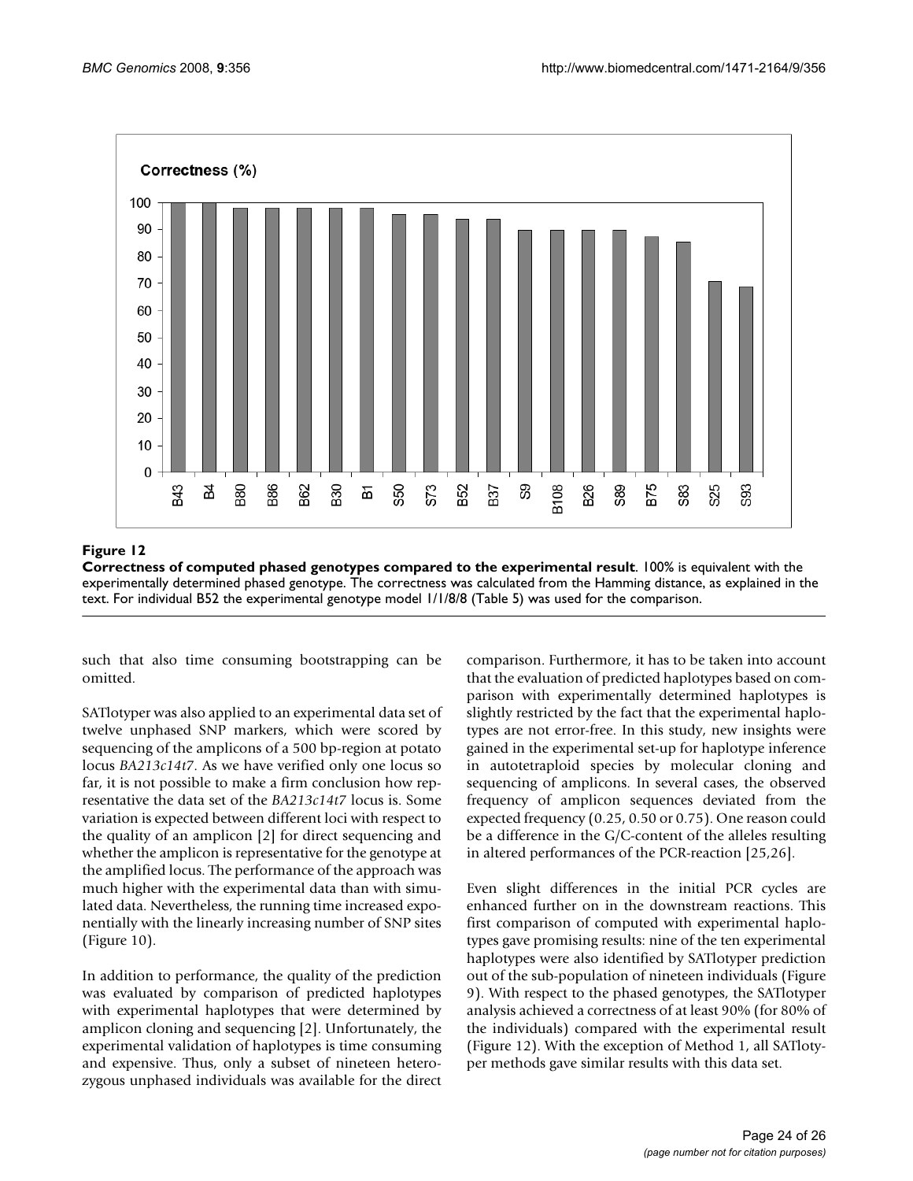**Figure 12**

**Correctness of computed phased genotypes compared to the experimental result**. 100% is equivalent with the experimentally determined phased genotype. The correctness was calculated from the Hamming distance, as explained in the text. For individual B52 the experimental genotype model 1/1/8/8 (Table 5) was used for the comparison.

such that also time consuming bootstrapping can be omitted.

SATlotyper was also applied to an experimental data set of twelve unphased SNP markers, which were scored by sequencing of the amplicons of a 500 bp-region at potato locus *BA213c14t7*. As we have verified only one locus so far, it is not possible to make a firm conclusion how representative the data set of the *BA213c14t7* locus is. Some variation is expected between different loci with respect to the quality of an amplicon [2] for direct sequencing and whether the amplicon is representative for the genotype at the amplified locus. The performance of the approach was much higher with the experimental data than with simulated data. Nevertheless, the running time increased exponentially with the linearly increasing number of SNP sites (Figure 10).

In addition to performance, the quality of the prediction was evaluated by comparison of predicted haplotypes with experimental haplotypes that were determined by amplicon cloning and sequencing [2]. Unfortunately, the experimental validation of haplotypes is time consuming and expensive. Thus, only a subset of nineteen heterozygous unphased individuals was available for the direct comparison. Furthermore, it has to be taken into account that the evaluation of predicted haplotypes based on comparison with experimentally determined haplotypes is slightly restricted by the fact that the experimental haplotypes are not error-free. In this study, new insights were gained in the experimental set-up for haplotype inference in autotetraploid species by molecular cloning and sequencing of amplicons. In several cases, the observed frequency of amplicon sequences deviated from the expected frequency (0.25, 0.50 or 0.75). One reason could be a difference in the G/C-content of the alleles resulting in altered performances of the PCR-reaction [25,26].

Even slight differences in the initial PCR cycles are enhanced further on in the downstream reactions. This first comparison of computed with experimental haplotypes gave promising results: nine of the ten experimental haplotypes were also identified by SATlotyper prediction out of the sub-population of nineteen individuals (Figure 9). With respect to the phased genotypes, the SATlotyper analysis achieved a correctness of at least 90% (for 80% of the individuals) compared with the experimental result (Figure 12). With the exception of Method 1, all SATlotyper methods gave similar results with this data set.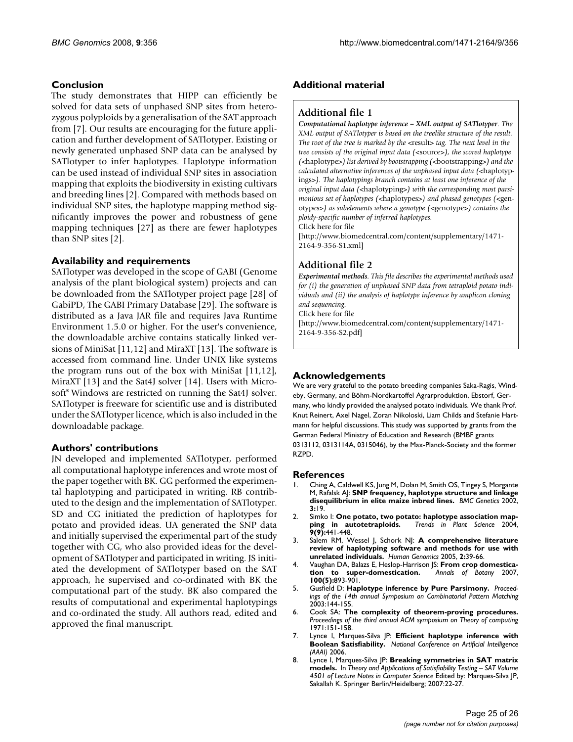## Conclusion

The study demonstrates that HIPP can efficiently be solved for data sets of unphased SNP sites from heterozygous polyploids by a generalisation of the SAT approach from [7]. Our results are encouraging for the future application and further development of SATlotyper. Existing or newly generated unphased SNP data can be analysed by SATlotyper to infer haplotypes. Haplotype information can be used instead of individual SNP sites in association mapping that exploits the biodiversity in existing cultivars and breeding lines [2]. Compared with methods based on individual SNP sites, the haplotype mapping method significantly improves the power and robustness of gene mapping techniques [27] as there are fewer haplotypes than SNP sites [2].

## Availability and requirements

SATlotyper was developed in the scope of GABI (Genome analysis of the plant biological system) projects and can be downloaded from the SATlotyper project page [28] of GabiPD, The GABI Primary Database [29]. The software is distributed as a Java JAR file and requires Java Runtime Environment 1.5.0 or higher. For the user's convenience, the downloadable archive contains statically linked versions of MiniSat [11,12] and MiraXT [13]. The software is accessed from command line. Under UNIX like systems the program runs out of the box with MiniSat [11,12], MiraXT [13] and the Sat4J solver [14]. Users with Microsoft® Windows are restricted on running the Sat4J solver. SATlotyper is freeware for scientific use and is distributed under the SATlotyper licence, which is also included in the downloadable package.

## Authors' contributions

JN developed and implemented SATlotyper, performed all computational haplotype inferences and wrote most of the paper together with BK. GG performed the experimental haplotyping and participated in writing. RB contributed to the design and the implementation of SATlotyper. SD and CG initiated the prediction of haplotypes for potato and provided ideas. UA generated the SNP data and initially supervised the experimental part of the study together with CG, who also provided ideas for the development of SATlotyper and participated in writing. JS initiated the development of SATlotyper based on the SAT approach, he supervised and co-ordinated with BK the computational part of the study. BK also compared the results of computational and experimental haplotypings and co-ordinated the study. All authors read, edited and approved the final manuscript.

## Additional material

### Additional file 1

***Computational haplotype inference – XML output of SATlotyper****. The XML output of SATlotyper is based on the treelike structure of the result. The root of the tree is marked by the* <result> *tag. The next level in the tree consists of the original input data (*<source>*), the scored haplotype (*<haplotype>*) list derived by bootstrapping (*<bootstrapping>*) and the calculated alternative inferences of the unphased input data (*<haplotypings>*). The haplotypings branch contains at least one inference of the original input data (*<haplotyping>*) with the corresponding most parsimonious set of haplotypes (*<haplotypes>*) and phased genotypes (*<genotypes>*) as subelements where a genotype (*<genotype>*) contains the ploidy-specific number of inferred haplotypes.*

Click here for file

[http://www.biomedcentral.com/content/supplementary/1471-2164-9-356-S1.xml]

### Additional file 2

***Experimental methods****. This file describes the experimental methods used for (i) the generation of unphased SNP data from tetraploid potato individuals and (ii) the analysis of haplotype inference by amplicon cloning and sequencing.*

Click here for file

[http://www.biomedcentral.com/content/supplementary/1471-2164-9-356-S2.pdf]

## Acknowledgements

We are very grateful to the potato breeding companies Saka-Ragis, Windeby, Germany, and Böhm-Nordkartoffel Agrarproduktion, Ebstorf, Germany, who kindly provided the analysed potato individuals. We thank Prof. Knut Reinert, Axel Nagel, Zoran Nikoloski, Liam Childs and Stefanie Hartmann for helpful discussions. This study was supported by grants from the German Federal Ministry of Education and Research (BMBF grants 0313112, 0313114A, 0315046), by the Max-Planck-Society and the former RZPD.

## References

1. Ching A, Caldwell KS, Jung M, Dolan M, Smith OS, Tingey S, Morgante M, Rafalsk AJ: **SNP frequency, haplotype structure and linkage disequilibrium in elite maize inbred lines.** *BMC Genetics* 2002, **3:**19.
2. Simko I: **One potato, two potato: haplotype association mapping in autotetraploids.** *Trends in Plant Science* 2004, **9(9):**441-448.
3. Salem RM, Wessel J, Schork NJ: **A comprehensive literature review of haplotyping software and methods for use with unrelated individuals.** *Human Genomics* 2005, **2:**39-66.
4. Vaughan DA, Balazs E, Heslop-Harrison JS: **From crop domestication to super-domestication.** *Annals of Botany* 2007, **100(5):**893-901.
5. Gusfield D: **Haplotype inference by Pure Parsimony.** *Proceedings of the 14th annual Symposium on Combinatorial Pattern Matching* 2003:144-155.
6. Cook SA: **The complexity of theorem-proving procedures.** *Proceedings of the third annual ACM symposium on Theory of computing* 1971:151-158.
7. Lynce I, Marques-Silva JP: **Efficient haplotype inference with Boolean Satisfiability.** *National Conference on Artificial Intelligence (AAAI)* 2006.
8. Lynce I, Marques-Silva JP: **Breaking symmetries in SAT matrix models.** In *Theory and Applications of Satisfiability Testing – SAT Volume 4501 of Lecture Notes in Computer Science* Edited by: Marques-Silva JP, Sakallah K. Springer Berlin/Heidelberg; 2007:22-27.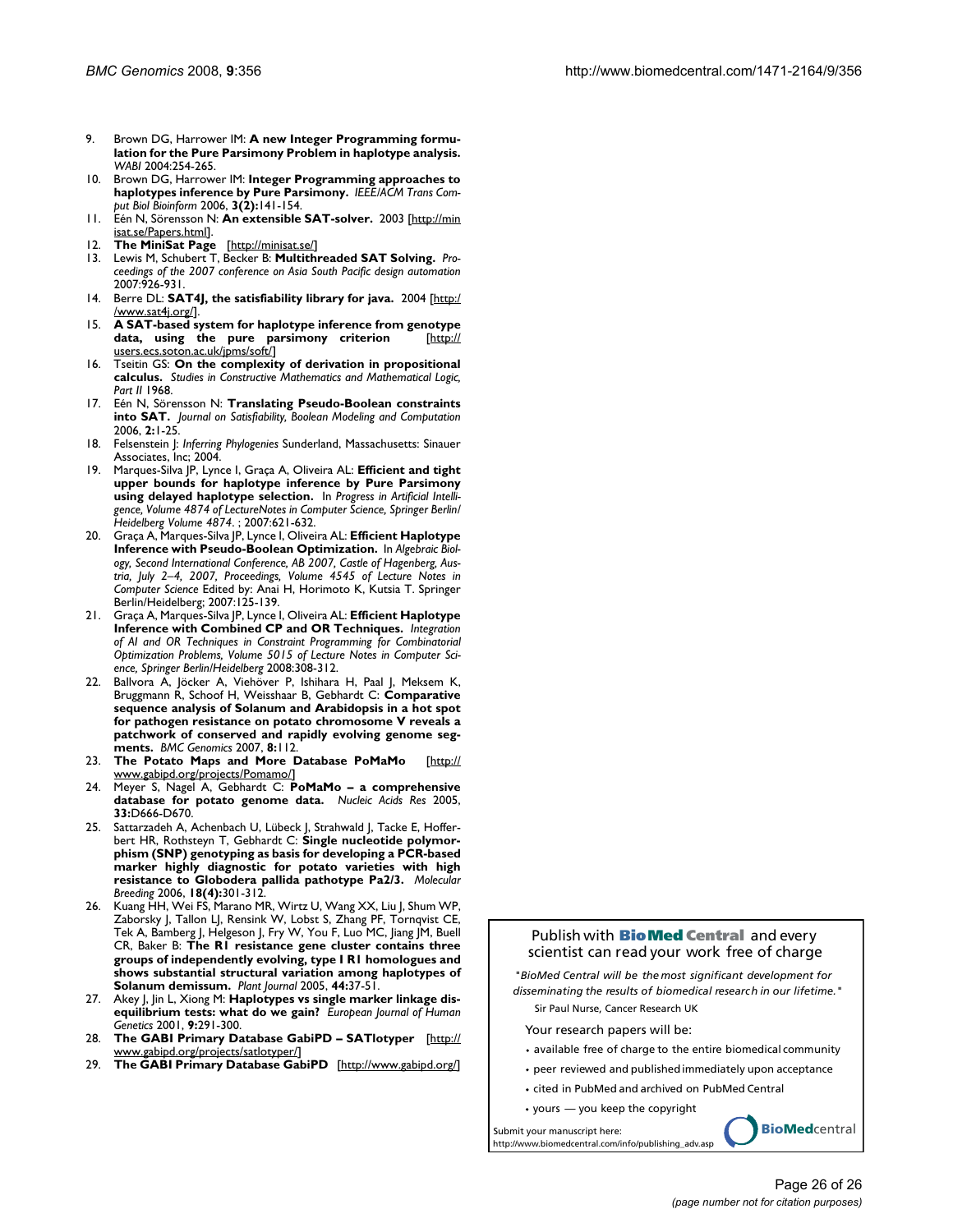9. Brown DG, Harrower IM: **A new Integer Programming formulation for the Pure Parsimony Problem in haplotype analysis.** *WABI* 2004:254-265.
10. Brown DG, Harrower IM: **Integer Programming approaches to haplotypes inference by Pure Parsimony.** *IEEE/ACM Trans Comput Biol Bioinform* 2006, **3(2):**141-154.
11. Eén N, Sörensson N: **An extensible SAT-solver.** 2003 [http://minisat.se/Papers.html].
12. **The MiniSat Page** [http://minisat.se/]
13. Lewis M, Schubert T, Becker B: **Multithreaded SAT Solving.** *Proceedings of the 2007 conference on Asia South Pacific design automation* 2007:926-931.
14. Berre DL: **SAT4J, the satisfiability library for java.** 2004 [http://www.sat4j.org/].
15. **A SAT-based system for haplotype inference from genotype data, using the pure parsimony criterion** [http://users.ecs.soton.ac.uk/jpms/soft/]
16. Tseitin GS: **On the complexity of derivation in propositional calculus.** *Studies in Constructive Mathematics and Mathematical Logic, Part II* 1968.
17. Eén N, Sörensson N: **Translating Pseudo-Boolean constraints into SAT.** *Journal on Satisfiability, Boolean Modeling and Computation* 2006, **2:**1-25.
18. Felsenstein J: *Inferring Phylogenies* Sunderland, Massachusetts: Sinauer Associates, Inc; 2004.
19. Marques-Silva JP, Lynce I, Graça A, Oliveira AL: **Efficient and tight upper bounds for haplotype inference by Pure Parsimony using delayed haplotype selection.** In *Progress in Artificial Intelligence, Volume 4874 of LectureNotes in Computer Science, Springer Berlin/Heidelberg Volume 4874.* ; 2007:621-632.
20. Graça A, Marques-Silva JP, Lynce I, Oliveira AL: **Efficient Haplotype Inference with Pseudo-Boolean Optimization.** In *Algebraic Biology, Second International Conference, AB 2007, Castle of Hagenberg, Austria, July 2–4, 2007, Proceedings, Volume 4545 of Lecture Notes in Computer Science* Edited by: Anai H, Horimoto K, Kutsia T. Springer Berlin/Heidelberg; 2007:125-139.
21. Graça A, Marques-Silva JP, Lynce I, Oliveira AL: **Efficient Haplotype Inference with Combined CP and OR Techniques.** *Integration of AI and OR Techniques in Constraint Programming for Combinatorial Optimization Problems, Volume 5015 of Lecture Notes in Computer Science, Springer Berlin/Heidelberg* 2008:308-312.
22. Ballvora A, Jöcker A, Viehöver P, Ishihara H, Paal J, Meksem K, Bruggmann R, Schoof H, Weisshaar B, Gebhardt C: **Comparative sequence analysis of Solanum and Arabidopsis in a hot spot for pathogen resistance on potato chromosome V reveals a patchwork of conserved and rapidly evolving genome segments.** *BMC Genomics* 2007, **8:**112.
23. **The Potato Maps and More Database PoMaMo** [http://www.gabipd.org/projects/Pomamo/]
24. Meyer S, Nagel A, Gebhardt C: **PoMaMo – a comprehensive database for potato genome data.** *Nucleic Acids Res* 2005, **33:**D666-D670.
25. Sattarzadeh A, Achenbach U, Lübeck J, Strahwald J, Tacke E, Hofferbert HR, Rothsteyn T, Gebhardt C: **Single nucleotide polymorphism (SNP) genotyping as basis for developing a PCR-based marker highly diagnostic for potato varieties with high resistance to Globodera pallida pathotype Pa2/3.** *Molecular Breeding* 2006, **18(4):**301-312.
26. Kuang HH, Wei FS, Marano MR, Wirtz U, Wang XX, Liu J, Shum WP, Zaborsky J, Tallon LJ, Rensink W, Lobst S, Zhang PF, Tornqvist CE, Tek A, Bamberg J, Helgeson J, Fry W, You F, Luo MC, Jiang JM, Buell CR, Baker B: **The R1 resistance gene cluster contains three groups of independently evolving, type I R1 homologues and shows substantial structural variation among haplotypes of Solanum demissum.** *Plant Journal* 2005, **44:**37-51.
27. Akey J, Jin L, Xiong M: **Haplotypes vs single marker linkage disequilibrium tests: what do we gain?** *European Journal of Human Genetics* 2001, **9:**291-300.
28. **The GABI Primary Database GabiPD – SATlotyper** [http://www.gabipd.org/projects/satlotyper/]
29. **The GABI Primary Database GabiPD** [http://www.gabipd.org/]

Publish with **BioMed Central** and every scientist can read your work free of charge

*"BioMed Central will be the most significant development for disseminating the results of biomedical research in our lifetime."*

Sir Paul Nurse, Cancer Research UK

Your research papers will be:

- available free of charge to the entire biomedical community
- peer reviewed and published immediately upon acceptance
- cited in PubMed and archived on PubMed Central
- yours — you keep the copyright

Submit your manuscript here:
http://www.biomedcentral.com/info/publishing_adv.asp

BioMedcentral